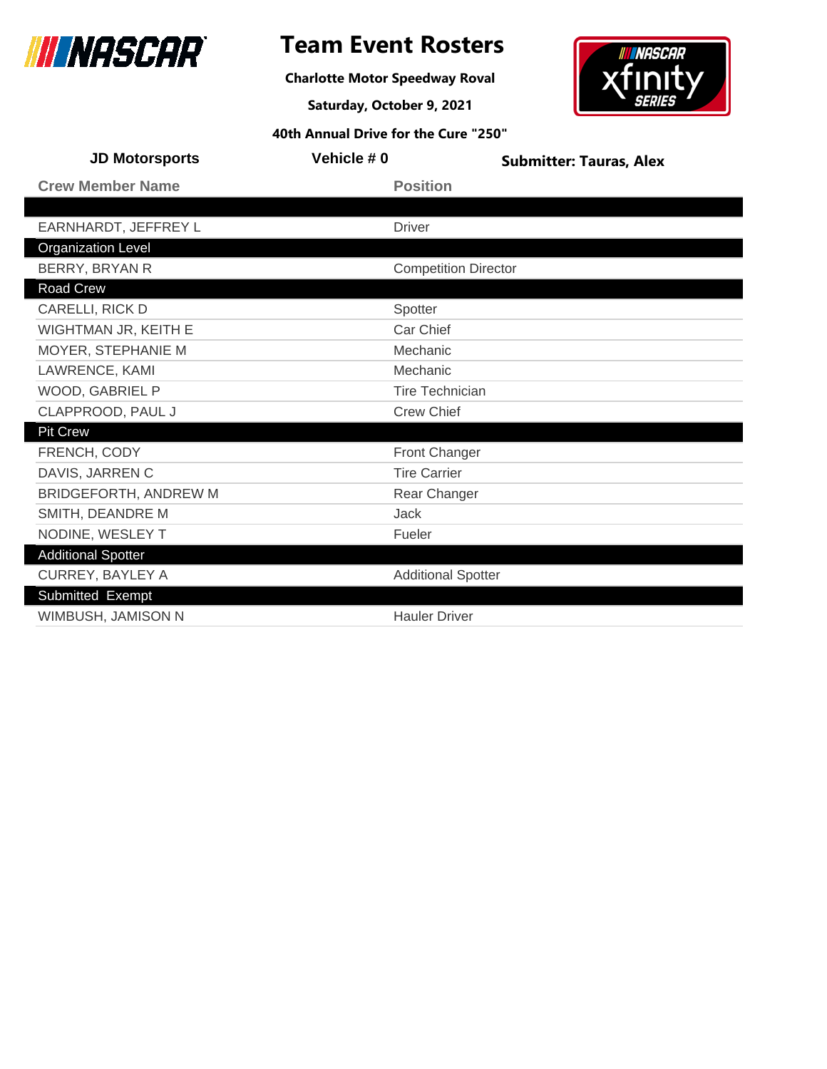# Team Event Rosters

**Charlotte Motor Speedway Roval**

**Saturday, October 9, 2021**

**40th Annual Drive for the Cure "250"**

**JD Motorsports** | **Vehicle # 0** | **Submitter: Tauras, Alex**

| Crew Member Name | Position |
|---|---|
| | |
| EARNHARDT, JEFFREY L | Driver |
| **Organization Level** | |
| BERRY, BRYAN R | Competition Director |
| **Road Crew** | |
| CARELLI, RICK D | Spotter |
| WIGHTMAN JR, KEITH E | Car Chief |
| MOYER, STEPHANIE M | Mechanic |
| LAWRENCE, KAMI | Mechanic |
| WOOD, GABRIEL P | Tire Technician |
| CLAPPROOD, PAUL J | Crew Chief |
| **Pit Crew** | |
| FRENCH, CODY | Front Changer |
| DAVIS, JARREN C | Tire Carrier |
| BRIDGEFORTH, ANDREW M | Rear Changer |
| SMITH, DEANDRE M | Jack |
| NODINE, WESLEY T | Fueler |
| **Additional Spotter** | |
| CURREY, BAYLEY A | Additional Spotter |
| **Submitted Exempt** | |
| WIMBUSH, JAMISON N | Hauler Driver |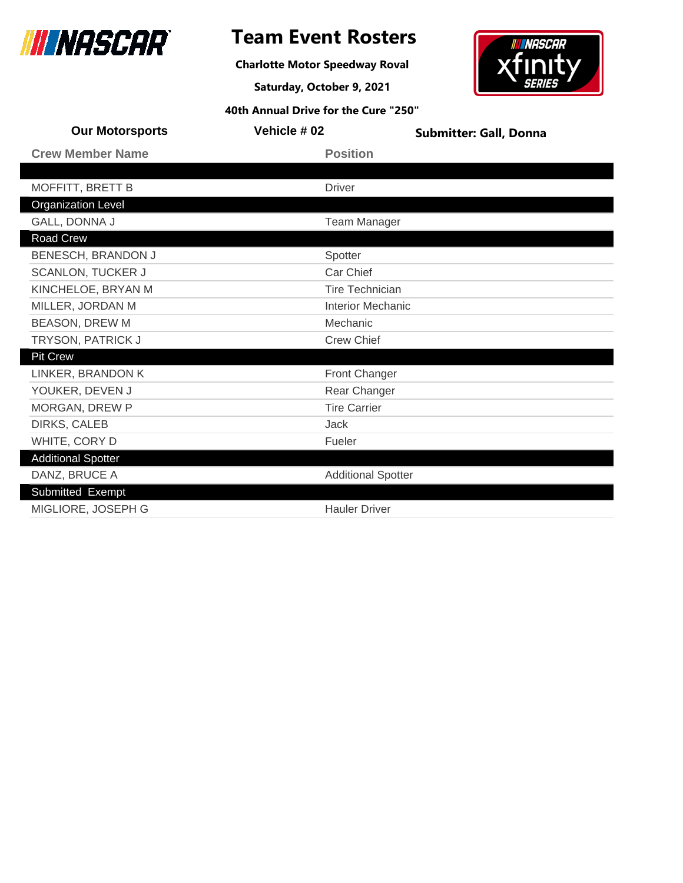# Team Event Rosters

**Charlotte Motor Speedway Roval**

**Saturday, October 9, 2021**

**40th Annual Drive for the Cure "250"**

**Our Motorsports** | **Vehicle # 02** | **Submitter: Gall, Donna**

| Crew Member Name | Position |
|---|---|
| | |
| MOFFITT, BRETT B | Driver |
| **Organization Level** | |
| GALL, DONNA J | Team Manager |
| **Road Crew** | |
| BENESCH, BRANDON J | Spotter |
| SCANLON, TUCKER J | Car Chief |
| KINCHELOE, BRYAN M | Tire Technician |
| MILLER, JORDAN M | Interior Mechanic |
| BEASON, DREW M | Mechanic |
| TRYSON, PATRICK J | Crew Chief |
| **Pit Crew** | |
| LINKER, BRANDON K | Front Changer |
| YOUKER, DEVEN J | Rear Changer |
| MORGAN, DREW P | Tire Carrier |
| DIRKS, CALEB | Jack |
| WHITE, CORY D | Fueler |
| **Additional Spotter** | |
| DANZ, BRUCE A | Additional Spotter |
| **Submitted Exempt** | |
| MIGLIORE, JOSEPH G | Hauler Driver |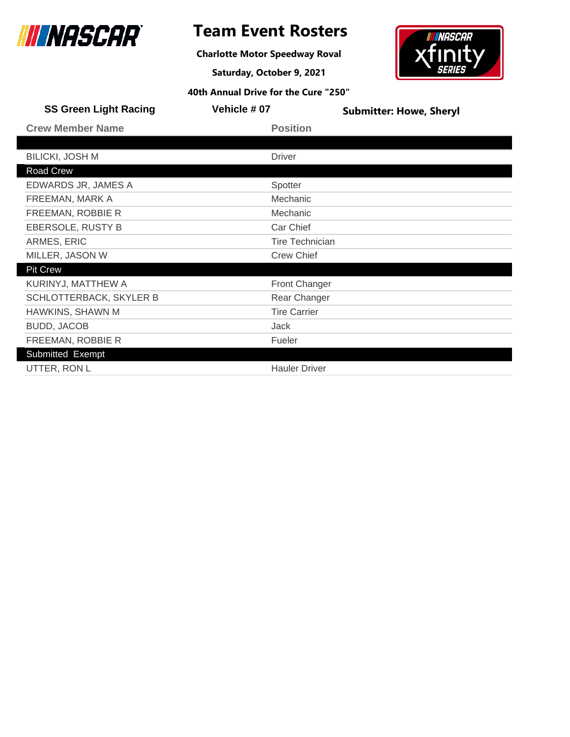# Team Event Rosters

**Charlotte Motor Speedway Roval**

**Saturday, October 9, 2021**

**40th Annual Drive for the Cure "250"**

**SS Green Light Racing** | **Vehicle # 07** | **Submitter: Howe, Sheryl**

| Crew Member Name | Position |
|---|---|
| | |
| BILICKI, JOSH M | Driver |
| **Road Crew** | |
| EDWARDS JR, JAMES A | Spotter |
| FREEMAN, MARK A | Mechanic |
| FREEMAN, ROBBIE R | Mechanic |
| EBERSOLE, RUSTY B | Car Chief |
| ARMES, ERIC | Tire Technician |
| MILLER, JASON W | Crew Chief |
| **Pit Crew** | |
| KURINYJ, MATTHEW A | Front Changer |
| SCHLOTTERBACK, SKYLER B | Rear Changer |
| HAWKINS, SHAWN M | Tire Carrier |
| BUDD, JACOB | Jack |
| FREEMAN, ROBBIE R | Fueler |
| **Submitted Exempt** | |
| UTTER, RON L | Hauler Driver |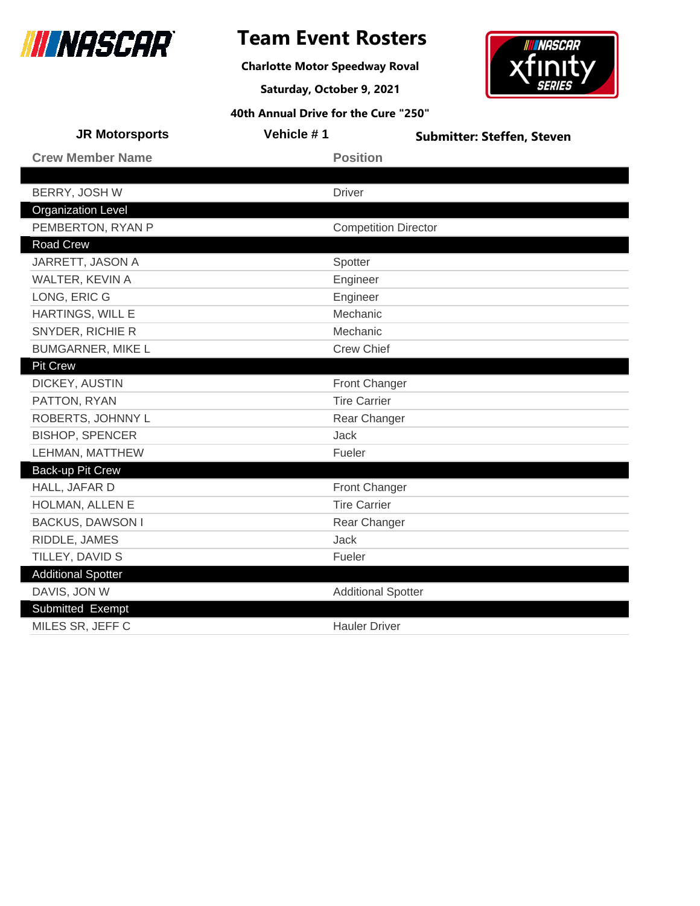# Team Event Rosters

**Charlotte Motor Speedway Roval**

**Saturday, October 9, 2021**

**40th Annual Drive for the Cure "250"**

**JR Motorsports** | **Vehicle # 1** | **Submitter: Steffen, Steven**

| Crew Member Name | Position |
|---|---|
| | |
| BERRY, JOSH W | Driver |
| **Organization Level** | |
| PEMBERTON, RYAN P | Competition Director |
| **Road Crew** | |
| JARRETT, JASON A | Spotter |
| WALTER, KEVIN A | Engineer |
| LONG, ERIC G | Engineer |
| HARTINGS, WILL E | Mechanic |
| SNYDER, RICHIE R | Mechanic |
| BUMGARNER, MIKE L | Crew Chief |
| **Pit Crew** | |
| DICKEY, AUSTIN | Front Changer |
| PATTON, RYAN | Tire Carrier |
| ROBERTS, JOHNNY L | Rear Changer |
| BISHOP, SPENCER | Jack |
| LEHMAN, MATTHEW | Fueler |
| **Back-up Pit Crew** | |
| HALL, JAFAR D | Front Changer |
| HOLMAN, ALLEN E | Tire Carrier |
| BACKUS, DAWSON I | Rear Changer |
| RIDDLE, JAMES | Jack |
| TILLEY, DAVID S | Fueler |
| **Additional Spotter** | |
| DAVIS, JON W | Additional Spotter |
| **Submitted Exempt** | |
| MILES SR, JEFF C | Hauler Driver |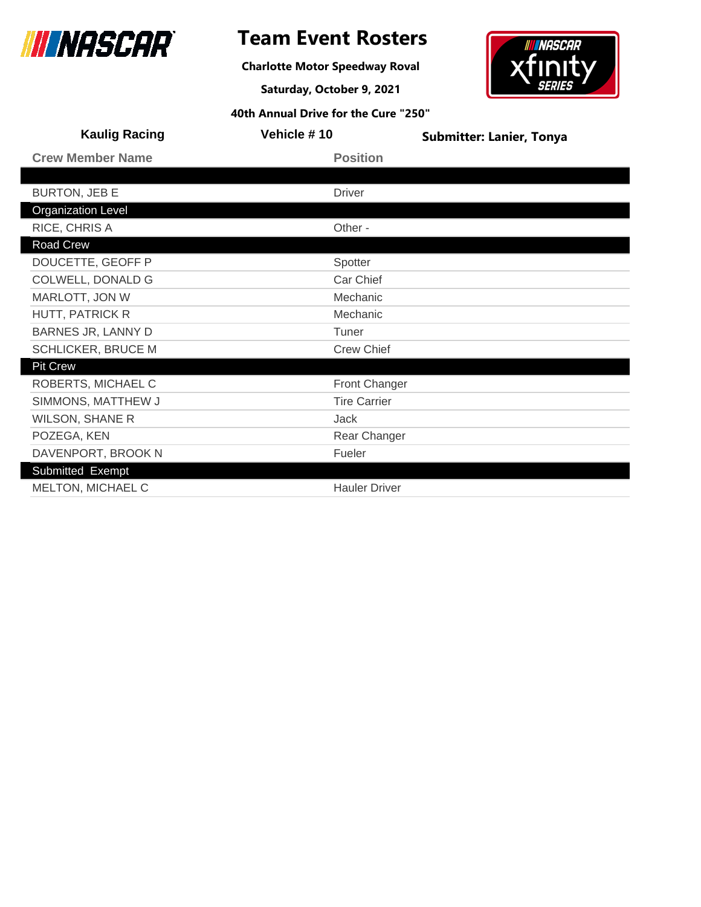# Team Event Rosters

**Charlotte Motor Speedway Roval**

**Saturday, October 9, 2021**

**40th Annual Drive for the Cure "250"**

**Kaulig Racing** | **Vehicle # 10** | **Submitter: Lanier, Tonya**

| Crew Member Name | Position |
|---|---|
| | |
| BURTON, JEB E | Driver |
| **Organization Level** | |
| RICE, CHRIS A | Other - |
| **Road Crew** | |
| DOUCETTE, GEOFF P | Spotter |
| COLWELL, DONALD G | Car Chief |
| MARLOTT, JON W | Mechanic |
| HUTT, PATRICK R | Mechanic |
| BARNES JR, LANNY D | Tuner |
| SCHLICKER, BRUCE M | Crew Chief |
| **Pit Crew** | |
| ROBERTS, MICHAEL C | Front Changer |
| SIMMONS, MATTHEW J | Tire Carrier |
| WILSON, SHANE R | Jack |
| POZEGA, KEN | Rear Changer |
| DAVENPORT, BROOK N | Fueler |
| **Submitted Exempt** | |
| MELTON, MICHAEL C | Hauler Driver |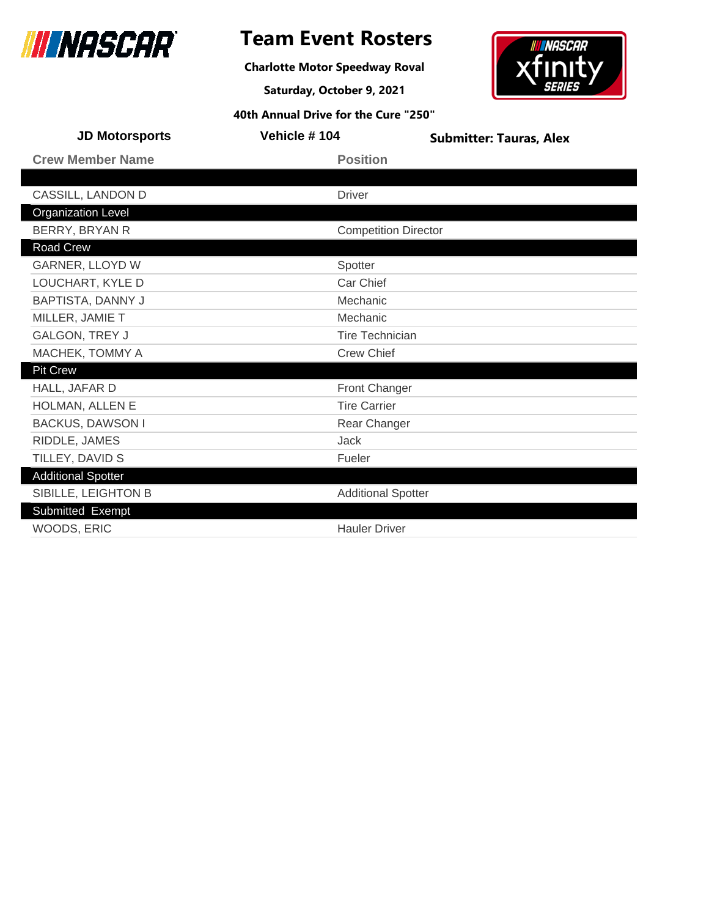# Team Event Rosters

**Charlotte Motor Speedway Roval**

**Saturday, October 9, 2021**

**40th Annual Drive for the Cure "250"**

**JD Motorsports** | **Vehicle # 104** | **Submitter: Tauras, Alex**

| Crew Member Name | Position |
|---|---|
| | |
| CASSILL, LANDON D | Driver |
| **Organization Level** | |
| BERRY, BRYAN R | Competition Director |
| **Road Crew** | |
| GARNER, LLOYD W | Spotter |
| LOUCHART, KYLE D | Car Chief |
| BAPTISTA, DANNY J | Mechanic |
| MILLER, JAMIE T | Mechanic |
| GALGON, TREY J | Tire Technician |
| MACHEK, TOMMY A | Crew Chief |
| **Pit Crew** | |
| HALL, JAFAR D | Front Changer |
| HOLMAN, ALLEN E | Tire Carrier |
| BACKUS, DAWSON I | Rear Changer |
| RIDDLE, JAMES | Jack |
| TILLEY, DAVID S | Fueler |
| **Additional Spotter** | |
| SIBILLE, LEIGHTON B | Additional Spotter |
| **Submitted Exempt** | |
| WOODS, ERIC | Hauler Driver |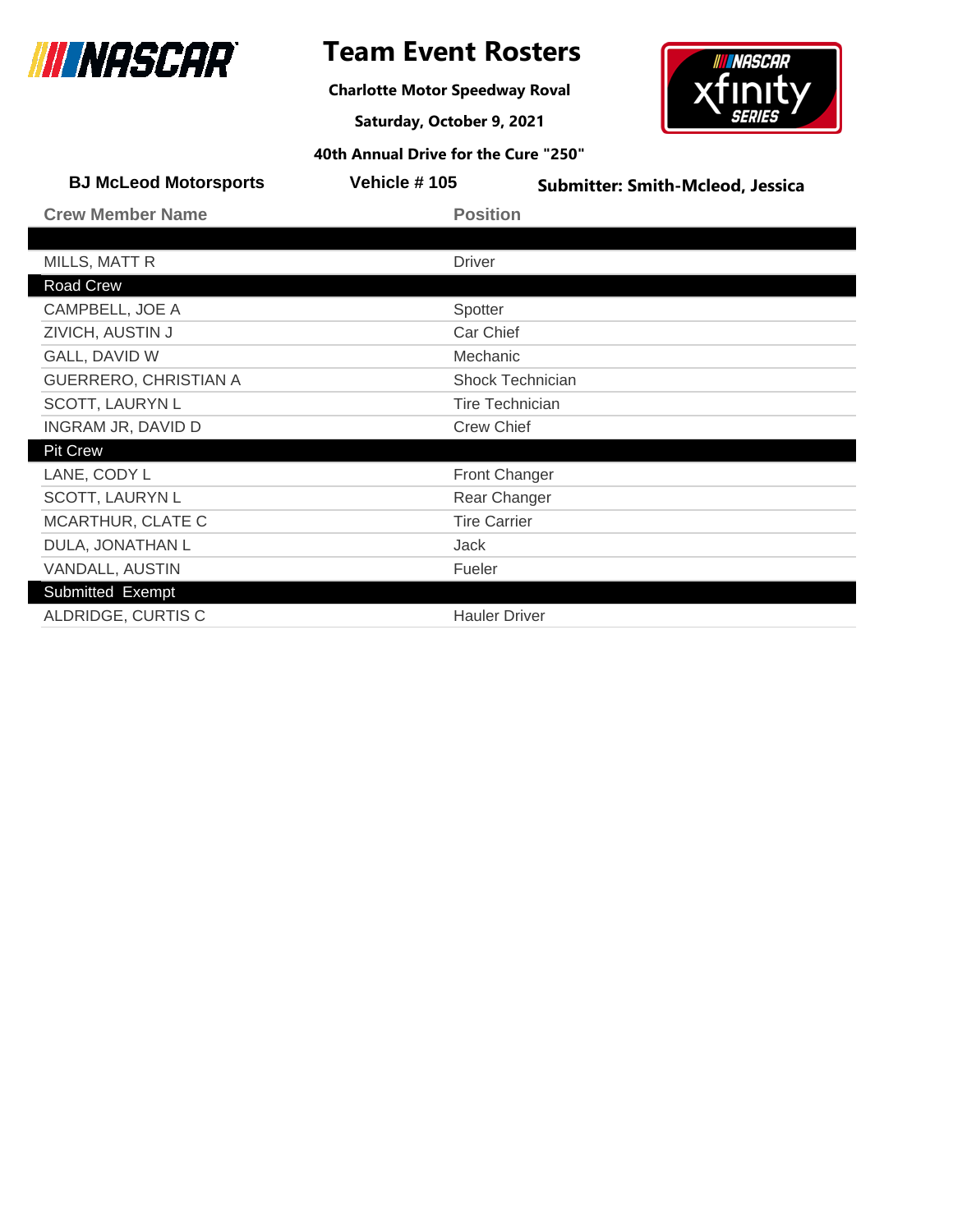# Team Event Rosters

**Charlotte Motor Speedway Roval**

**Saturday, October 9, 2021**

**40th Annual Drive for the Cure "250"**

**BJ McLeod Motorsports** | **Vehicle # 105** | **Submitter: Smith-Mcleod, Jessica**

| Crew Member Name | Position |
|---|---|
| | |
| MILLS, MATT R | Driver |
| **Road Crew** | |
| CAMPBELL, JOE A | Spotter |
| ZIVICH, AUSTIN J | Car Chief |
| GALL, DAVID W | Mechanic |
| GUERRERO, CHRISTIAN A | Shock Technician |
| SCOTT, LAURYN L | Tire Technician |
| INGRAM JR, DAVID D | Crew Chief |
| **Pit Crew** | |
| LANE, CODY L | Front Changer |
| SCOTT, LAURYN L | Rear Changer |
| MCARTHUR, CLATE C | Tire Carrier |
| DULA, JONATHAN L | Jack |
| VANDALL, AUSTIN | Fueler |
| **Submitted Exempt** | |
| ALDRIDGE, CURTIS C | Hauler Driver |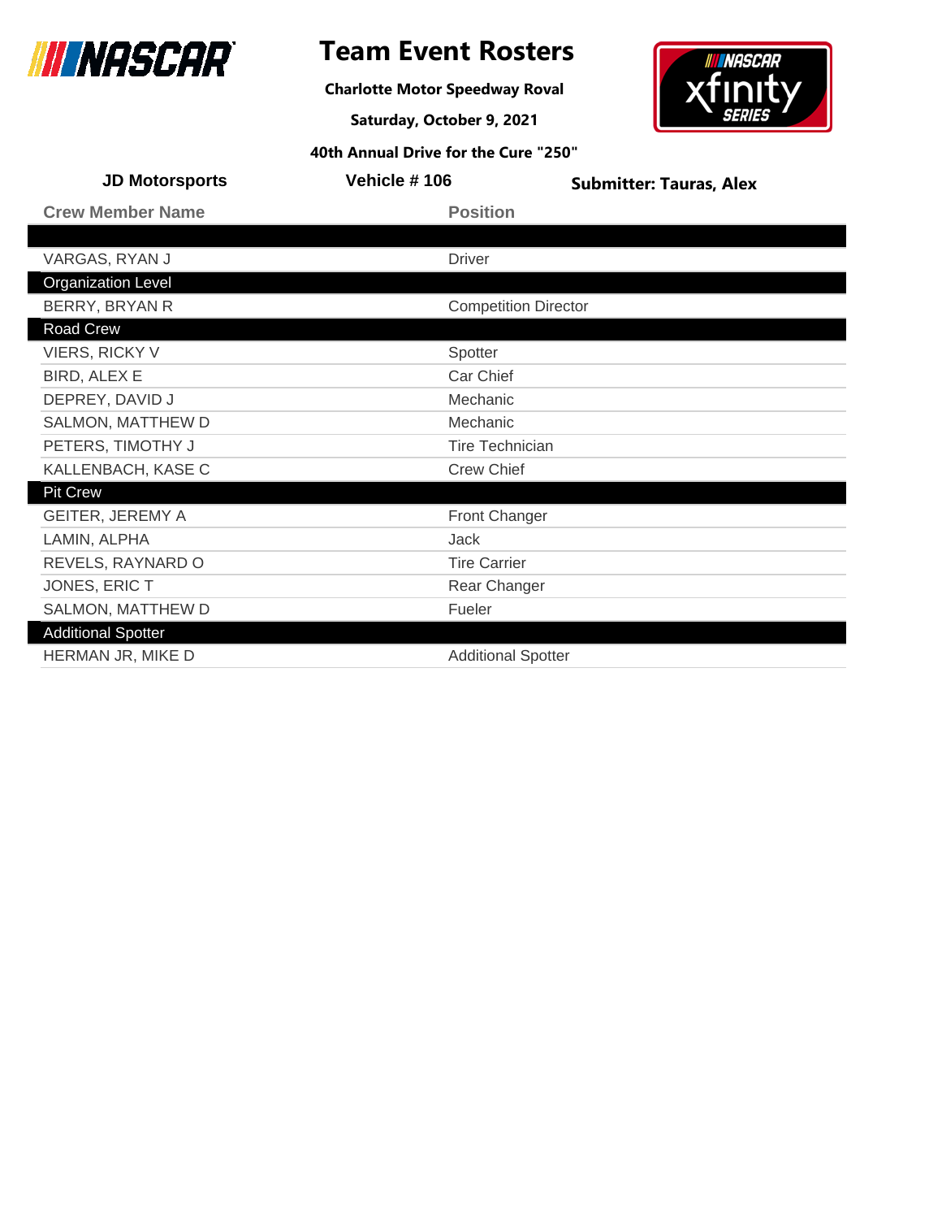# Team Event Rosters

**Charlotte Motor Speedway Roval**

**Saturday, October 9, 2021**

**40th Annual Drive for the Cure "250"**

**JD Motorsports** | **Vehicle # 106** | **Submitter: Tauras, Alex**

| Crew Member Name | Position |
|---|---|
| | |
| VARGAS, RYAN J | Driver |
| **Organization Level** | |
| BERRY, BRYAN R | Competition Director |
| **Road Crew** | |
| VIERS, RICKY V | Spotter |
| BIRD, ALEX E | Car Chief |
| DEPREY, DAVID J | Mechanic |
| SALMON, MATTHEW D | Mechanic |
| PETERS, TIMOTHY J | Tire Technician |
| KALLENBACH, KASE C | Crew Chief |
| **Pit Crew** | |
| GEITER, JEREMY A | Front Changer |
| LAMIN, ALPHA | Jack |
| REVELS, RAYNARD O | Tire Carrier |
| JONES, ERIC T | Rear Changer |
| SALMON, MATTHEW D | Fueler |
| **Additional Spotter** | |
| HERMAN JR, MIKE D | Additional Spotter |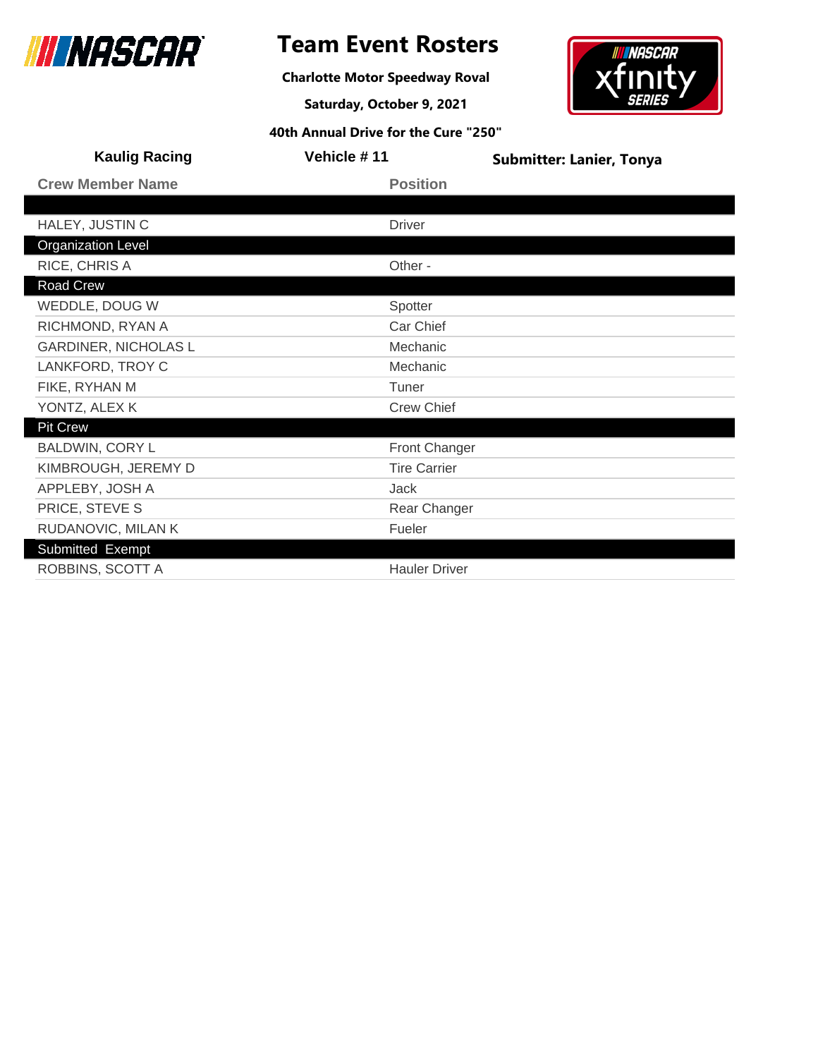# Team Event Rosters

**Charlotte Motor Speedway Roval**

**Saturday, October 9, 2021**

**40th Annual Drive for the Cure "250"**

**Kaulig Racing** | **Vehicle # 11** | **Submitter: Lanier, Tonya**

| Crew Member Name | Position |
|---|---|
| | |
| HALEY, JUSTIN C | Driver |
| **Organization Level** | |
| RICE, CHRIS A | Other - |
| **Road Crew** | |
| WEDDLE, DOUG W | Spotter |
| RICHMOND, RYAN A | Car Chief |
| GARDINER, NICHOLAS L | Mechanic |
| LANKFORD, TROY C | Mechanic |
| FIKE, RYHAN M | Tuner |
| YONTZ, ALEX K | Crew Chief |
| **Pit Crew** | |
| BALDWIN, CORY L | Front Changer |
| KIMBROUGH, JEREMY D | Tire Carrier |
| APPLEBY, JOSH A | Jack |
| PRICE, STEVE S | Rear Changer |
| RUDANOVIC, MILAN K | Fueler |
| **Submitted Exempt** | |
| ROBBINS, SCOTT A | Hauler Driver |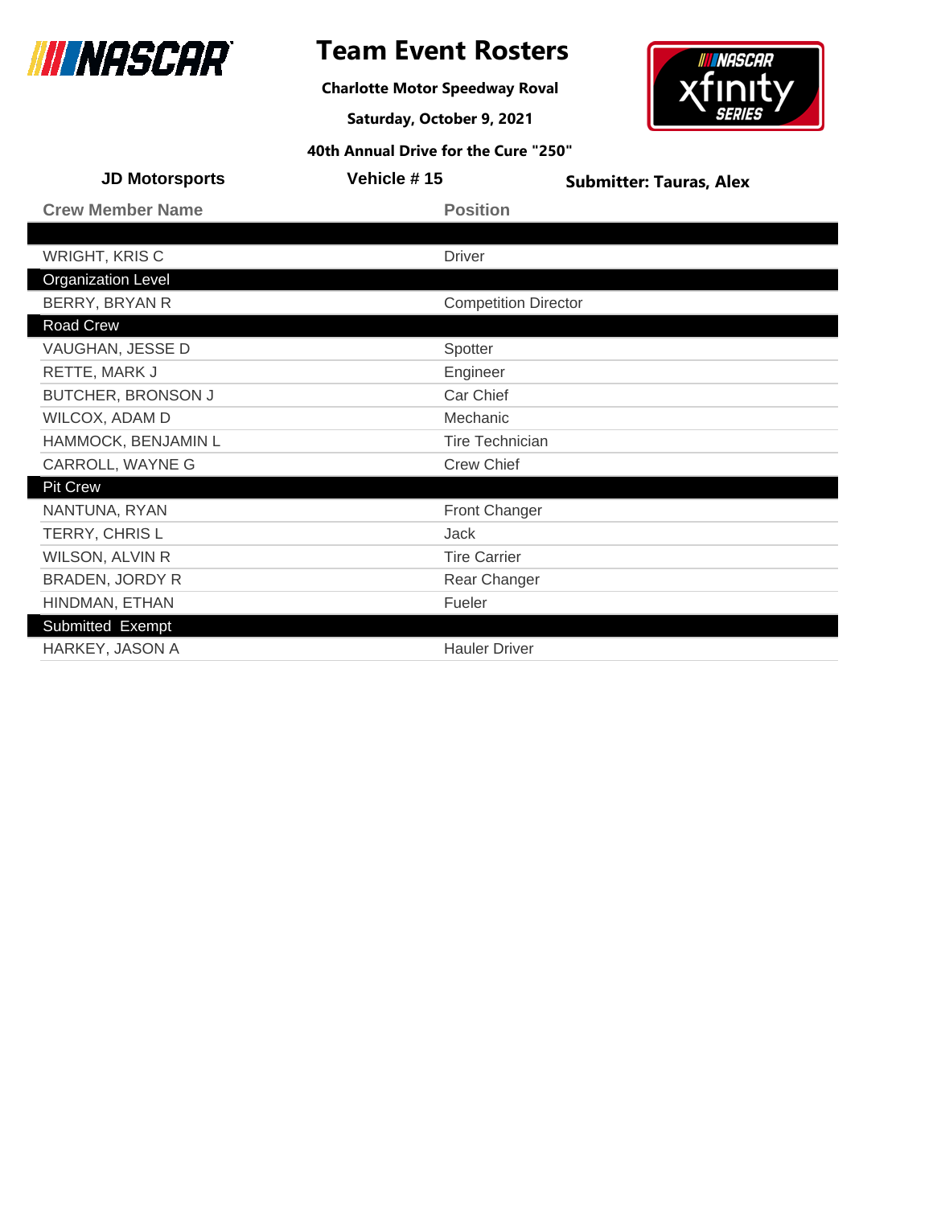# Team Event Rosters

**Charlotte Motor Speedway Roval**

**Saturday, October 9, 2021**

**40th Annual Drive for the Cure "250"**

**JD Motorsports** | **Vehicle # 15** | **Submitter: Tauras, Alex**

| Crew Member Name | Position |
|---|---|
| | |
| WRIGHT, KRIS C | Driver |
| **Organization Level** | |
| BERRY, BRYAN R | Competition Director |
| **Road Crew** | |
| VAUGHAN, JESSE D | Spotter |
| RETTE, MARK J | Engineer |
| BUTCHER, BRONSON J | Car Chief |
| WILCOX, ADAM D | Mechanic |
| HAMMOCK, BENJAMIN L | Tire Technician |
| CARROLL, WAYNE G | Crew Chief |
| **Pit Crew** | |
| NANTUNA, RYAN | Front Changer |
| TERRY, CHRIS L | Jack |
| WILSON, ALVIN R | Tire Carrier |
| BRADEN, JORDY R | Rear Changer |
| HINDMAN, ETHAN | Fueler |
| **Submitted Exempt** | |
| HARKEY, JASON A | Hauler Driver |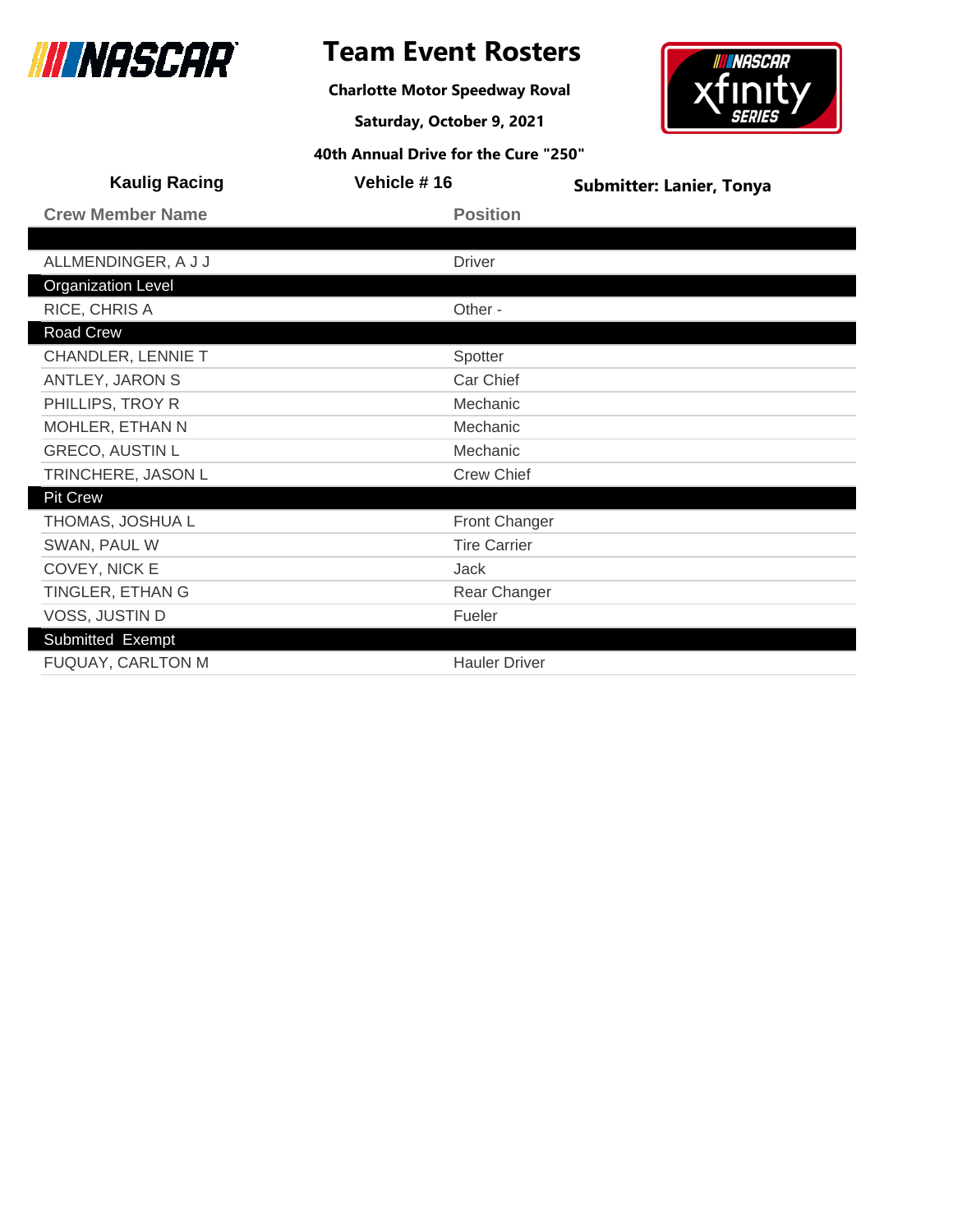# Team Event Rosters

**Charlotte Motor Speedway Roval**

**Saturday, October 9, 2021**

**40th Annual Drive for the Cure "250"**

**Kaulig Racing** | **Vehicle # 16** | **Submitter: Lanier, Tonya**

| Crew Member Name | Position |
|---|---|
| | |
| ALLMENDINGER, A J J | Driver |
| **Organization Level** | |
| RICE, CHRIS A | Other - |
| **Road Crew** | |
| CHANDLER, LENNIE T | Spotter |
| ANTLEY, JARON S | Car Chief |
| PHILLIPS, TROY R | Mechanic |
| MOHLER, ETHAN N | Mechanic |
| GRECO, AUSTIN L | Mechanic |
| TRINCHERE, JASON L | Crew Chief |
| **Pit Crew** | |
| THOMAS, JOSHUA L | Front Changer |
| SWAN, PAUL W | Tire Carrier |
| COVEY, NICK E | Jack |
| TINGLER, ETHAN G | Rear Changer |
| VOSS, JUSTIN D | Fueler |
| **Submitted Exempt** | |
| FUQUAY, CARLTON M | Hauler Driver |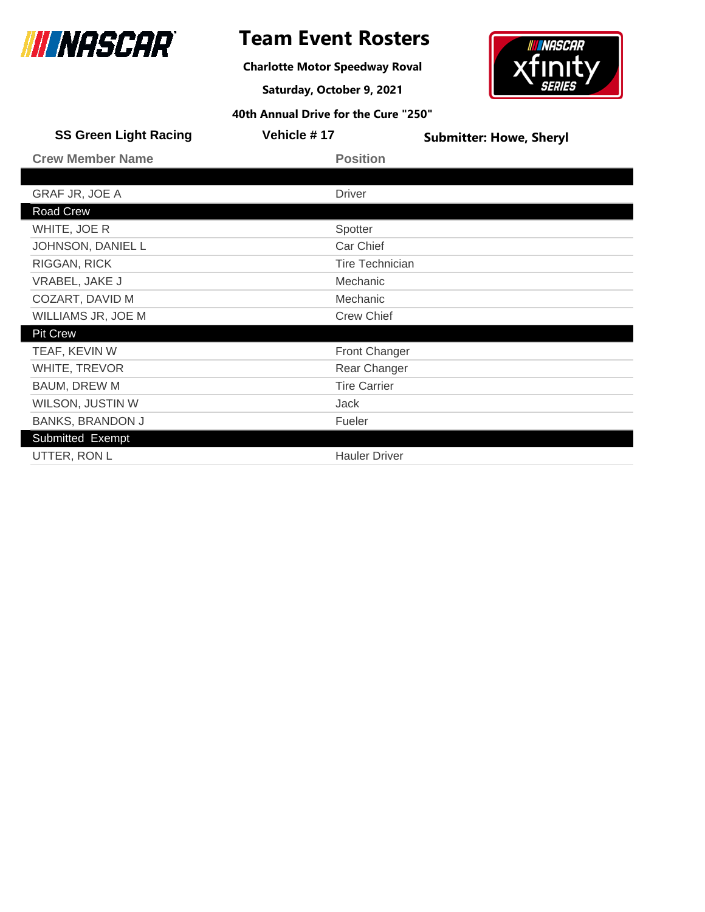# Team Event Rosters

**Charlotte Motor Speedway Roval**

**Saturday, October 9, 2021**

**40th Annual Drive for the Cure "250"**

**SS Green Light Racing** | **Vehicle # 17** | **Submitter: Howe, Sheryl**

| Crew Member Name | Position |
|---|---|
| | |
| GRAF JR, JOE A | Driver |
| **Road Crew** | |
| WHITE, JOE R | Spotter |
| JOHNSON, DANIEL L | Car Chief |
| RIGGAN, RICK | Tire Technician |
| VRABEL, JAKE J | Mechanic |
| COZART, DAVID M | Mechanic |
| WILLIAMS JR, JOE M | Crew Chief |
| **Pit Crew** | |
| TEAF, KEVIN W | Front Changer |
| WHITE, TREVOR | Rear Changer |
| BAUM, DREW M | Tire Carrier |
| WILSON, JUSTIN W | Jack |
| BANKS, BRANDON J | Fueler |
| **Submitted Exempt** | |
| UTTER, RON L | Hauler Driver |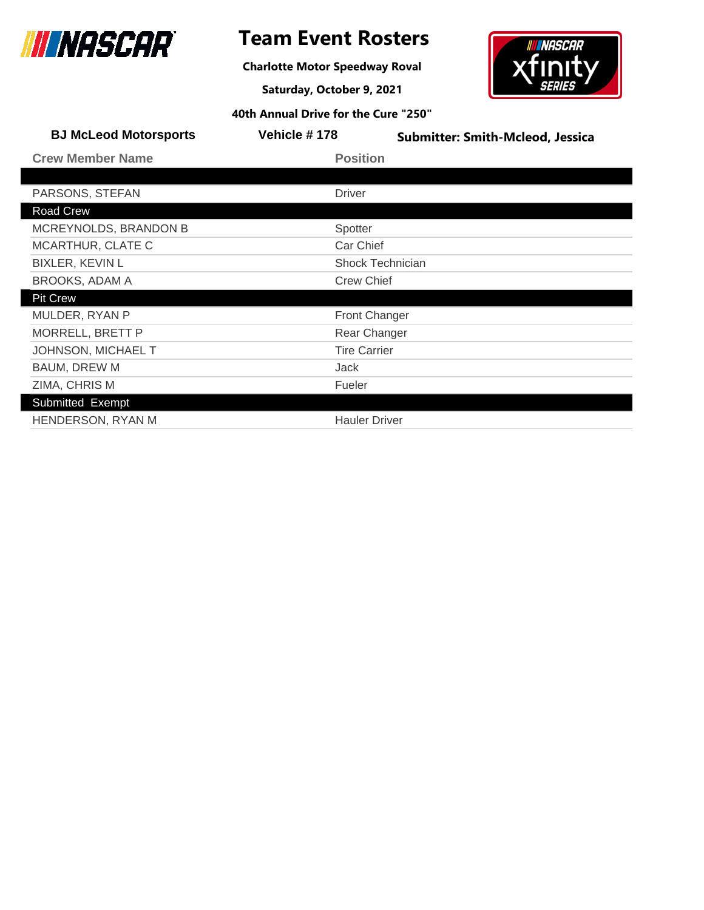# Team Event Rosters

**Charlotte Motor Speedway Roval**

**Saturday, October 9, 2021**

**40th Annual Drive for the Cure "250"**

**BJ McLeod Motorsports** | **Vehicle # 178** | **Submitter: Smith-Mcleod, Jessica**

| Crew Member Name | Position |
|---|---|
| | |
| PARSONS, STEFAN | Driver |
| **Road Crew** | |
| MCREYNOLDS, BRANDON B | Spotter |
| MCARTHUR, CLATE C | Car Chief |
| BIXLER, KEVIN L | Shock Technician |
| BROOKS, ADAM A | Crew Chief |
| **Pit Crew** | |
| MULDER, RYAN P | Front Changer |
| MORRELL, BRETT P | Rear Changer |
| JOHNSON, MICHAEL T | Tire Carrier |
| BAUM, DREW M | Jack |
| ZIMA, CHRIS M | Fueler |
| **Submitted Exempt** | |
| HENDERSON, RYAN M | Hauler Driver |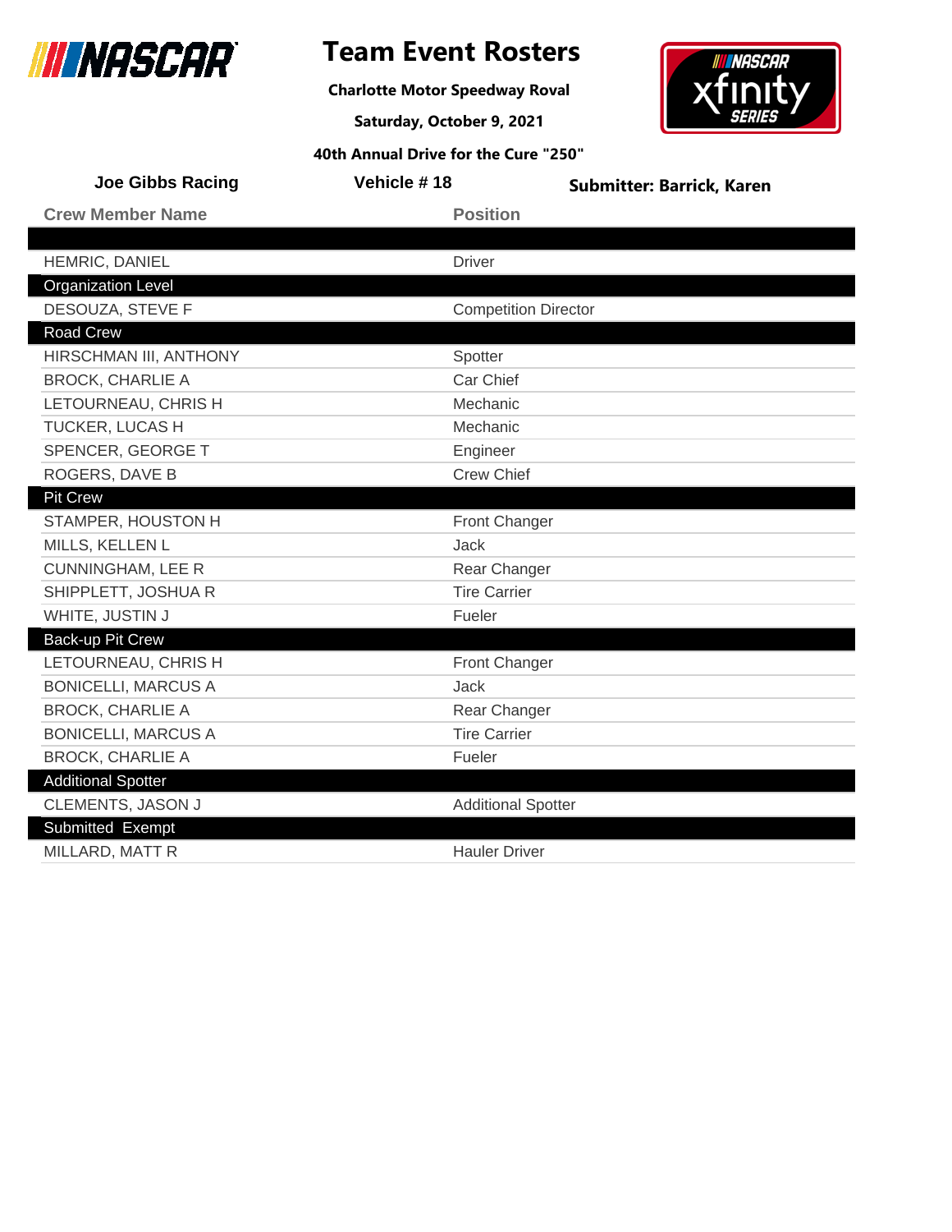# Team Event Rosters

**Charlotte Motor Speedway Roval**

**Saturday, October 9, 2021**

**40th Annual Drive for the Cure "250"**

**Joe Gibbs Racing** | **Vehicle # 18** | **Submitter: Barrick, Karen**

| Crew Member Name | Position |
|---|---|
| | |
| HEMRIC, DANIEL | Driver |
| **Organization Level** | |
| DESOUZA, STEVE F | Competition Director |
| **Road Crew** | |
| HIRSCHMAN III, ANTHONY | Spotter |
| BROCK, CHARLIE A | Car Chief |
| LETOURNEAU, CHRIS H | Mechanic |
| TUCKER, LUCAS H | Mechanic |
| SPENCER, GEORGE T | Engineer |
| ROGERS, DAVE B | Crew Chief |
| **Pit Crew** | |
| STAMPER, HOUSTON H | Front Changer |
| MILLS, KELLEN L | Jack |
| CUNNINGHAM, LEE R | Rear Changer |
| SHIPPLETT, JOSHUA R | Tire Carrier |
| WHITE, JUSTIN J | Fueler |
| **Back-up Pit Crew** | |
| LETOURNEAU, CHRIS H | Front Changer |
| BONICELLI, MARCUS A | Jack |
| BROCK, CHARLIE A | Rear Changer |
| BONICELLI, MARCUS A | Tire Carrier |
| BROCK, CHARLIE A | Fueler |
| **Additional Spotter** | |
| CLEMENTS, JASON J | Additional Spotter |
| **Submitted Exempt** | |
| MILLARD, MATT R | Hauler Driver |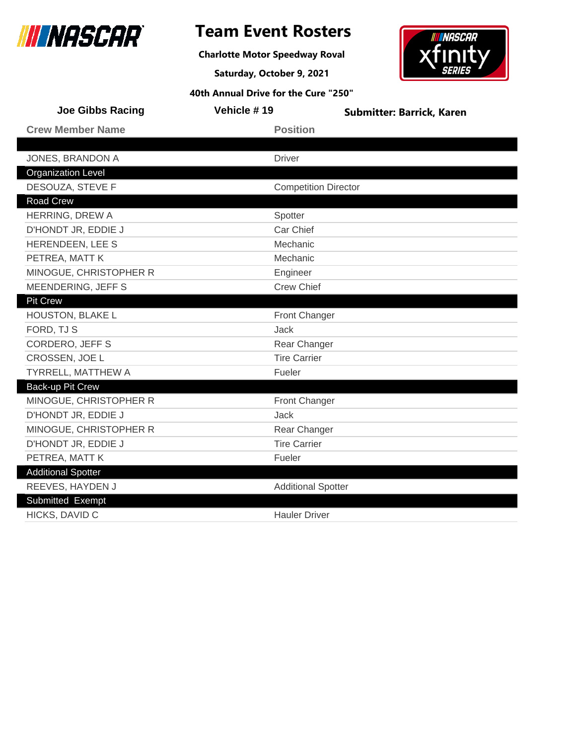# Team Event Rosters

**Charlotte Motor Speedway Roval**

**Saturday, October 9, 2021**

**40th Annual Drive for the Cure "250"**

**Joe Gibbs Racing** | **Vehicle # 19** | **Submitter: Barrick, Karen**

| Crew Member Name | Position |
|---|---|
| | |
| JONES, BRANDON A | Driver |
| **Organization Level** | |
| DESOUZA, STEVE F | Competition Director |
| **Road Crew** | |
| HERRING, DREW A | Spotter |
| D'HONDT JR, EDDIE J | Car Chief |
| HERENDEEN, LEE S | Mechanic |
| PETREA, MATT K | Mechanic |
| MINOGUE, CHRISTOPHER R | Engineer |
| MEENDERING, JEFF S | Crew Chief |
| **Pit Crew** | |
| HOUSTON, BLAKE L | Front Changer |
| FORD, TJ S | Jack |
| CORDERO, JEFF S | Rear Changer |
| CROSSEN, JOE L | Tire Carrier |
| TYRRELL, MATTHEW A | Fueler |
| **Back-up Pit Crew** | |
| MINOGUE, CHRISTOPHER R | Front Changer |
| D'HONDT JR, EDDIE J | Jack |
| MINOGUE, CHRISTOPHER R | Rear Changer |
| D'HONDT JR, EDDIE J | Tire Carrier |
| PETREA, MATT K | Fueler |
| **Additional Spotter** | |
| REEVES, HAYDEN J | Additional Spotter |
| **Submitted Exempt** | |
| HICKS, DAVID C | Hauler Driver |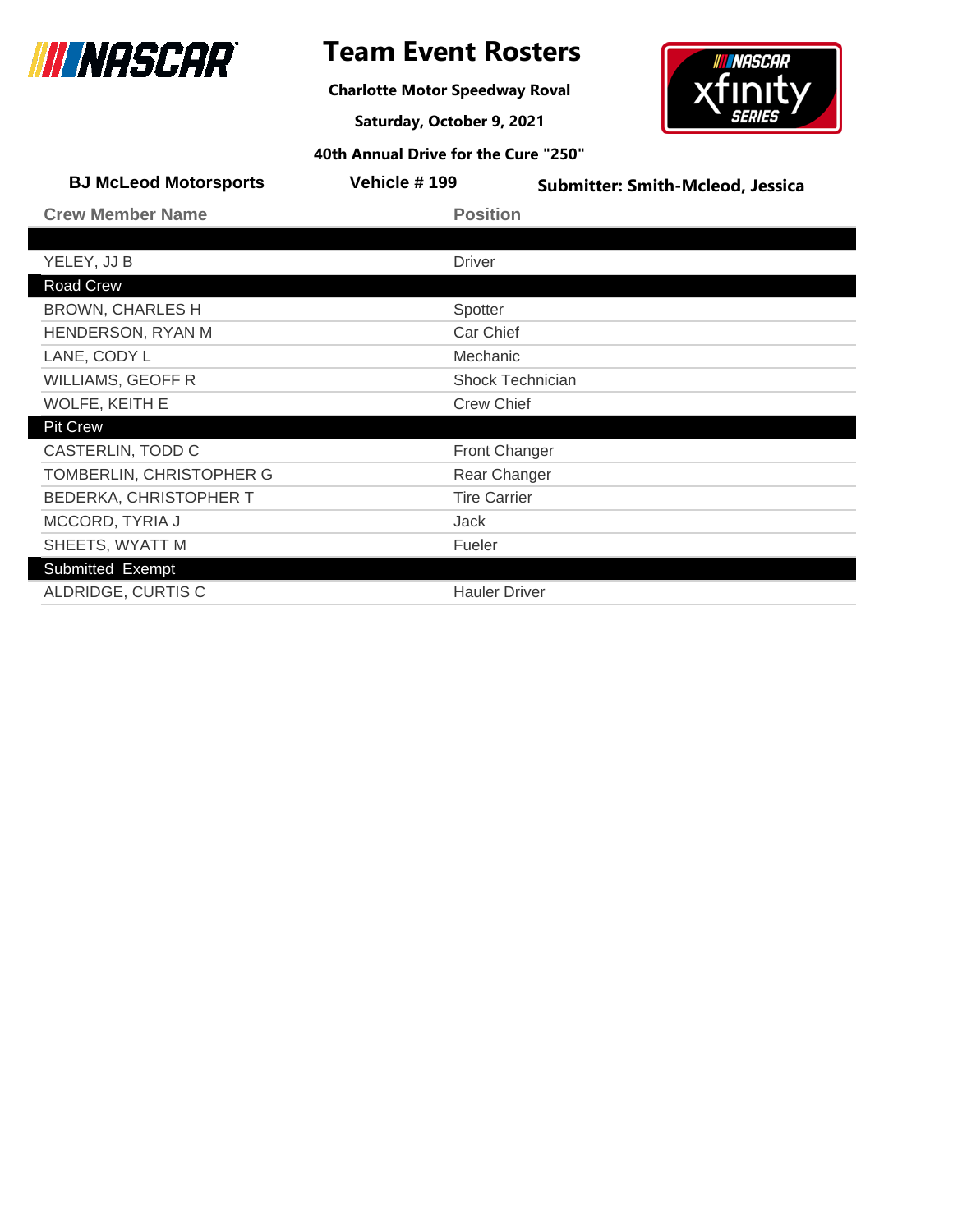# Team Event Rosters

**Charlotte Motor Speedway Roval**

**Saturday, October 9, 2021**

**40th Annual Drive for the Cure "250"**

**BJ McLeod Motorsports** | **Vehicle # 199** | **Submitter: Smith-Mcleod, Jessica**

| Crew Member Name | Position |
|---|---|
| | |
| YELEY, JJ B | Driver |
| **Road Crew** | |
| BROWN, CHARLES H | Spotter |
| HENDERSON, RYAN M | Car Chief |
| LANE, CODY L | Mechanic |
| WILLIAMS, GEOFF R | Shock Technician |
| WOLFE, KEITH E | Crew Chief |
| **Pit Crew** | |
| CASTERLIN, TODD C | Front Changer |
| TOMBERLIN, CHRISTOPHER G | Rear Changer |
| BEDERKA, CHRISTOPHER T | Tire Carrier |
| MCCORD, TYRIA J | Jack |
| SHEETS, WYATT M | Fueler |
| **Submitted Exempt** | |
| ALDRIDGE, CURTIS C | Hauler Driver |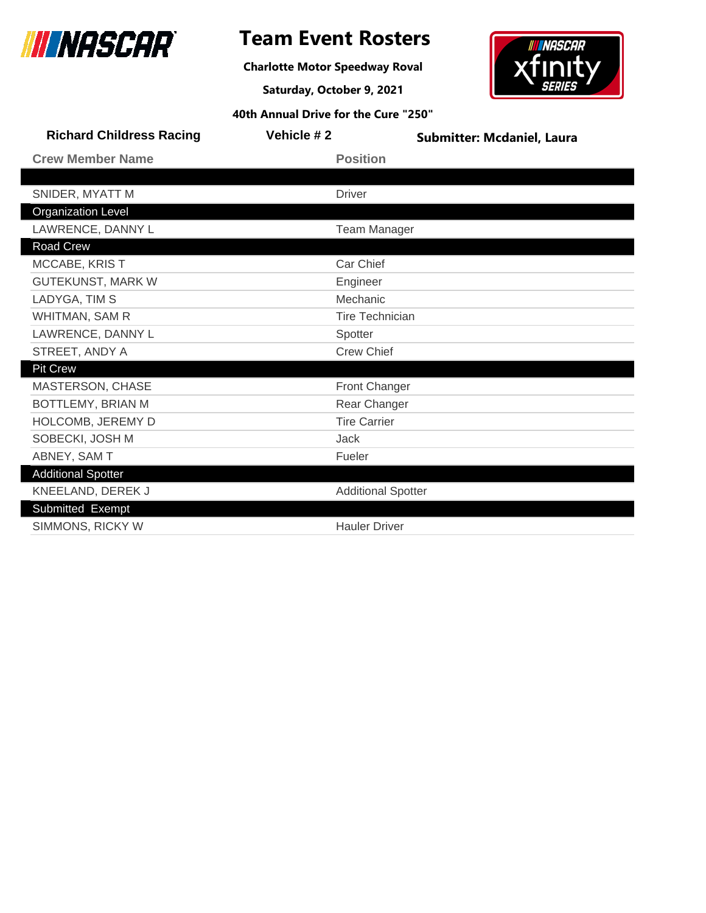# Team Event Rosters

**Charlotte Motor Speedway Roval**

**Saturday, October 9, 2021**

**40th Annual Drive for the Cure "250"**

**Richard Childress Racing** | **Vehicle # 2** | **Submitter: Mcdaniel, Laura**

| Crew Member Name | Position |
|---|---|
| | |
| SNIDER, MYATT M | Driver |
| **Organization Level** | |
| LAWRENCE, DANNY L | Team Manager |
| **Road Crew** | |
| MCCABE, KRIS T | Car Chief |
| GUTEKUNST, MARK W | Engineer |
| LADYGA, TIM S | Mechanic |
| WHITMAN, SAM R | Tire Technician |
| LAWRENCE, DANNY L | Spotter |
| STREET, ANDY A | Crew Chief |
| **Pit Crew** | |
| MASTERSON, CHASE | Front Changer |
| BOTTLEMY, BRIAN M | Rear Changer |
| HOLCOMB, JEREMY D | Tire Carrier |
| SOBECKI, JOSH M | Jack |
| ABNEY, SAM T | Fueler |
| **Additional Spotter** | |
| KNEELAND, DEREK J | Additional Spotter |
| **Submitted Exempt** | |
| SIMMONS, RICKY W | Hauler Driver |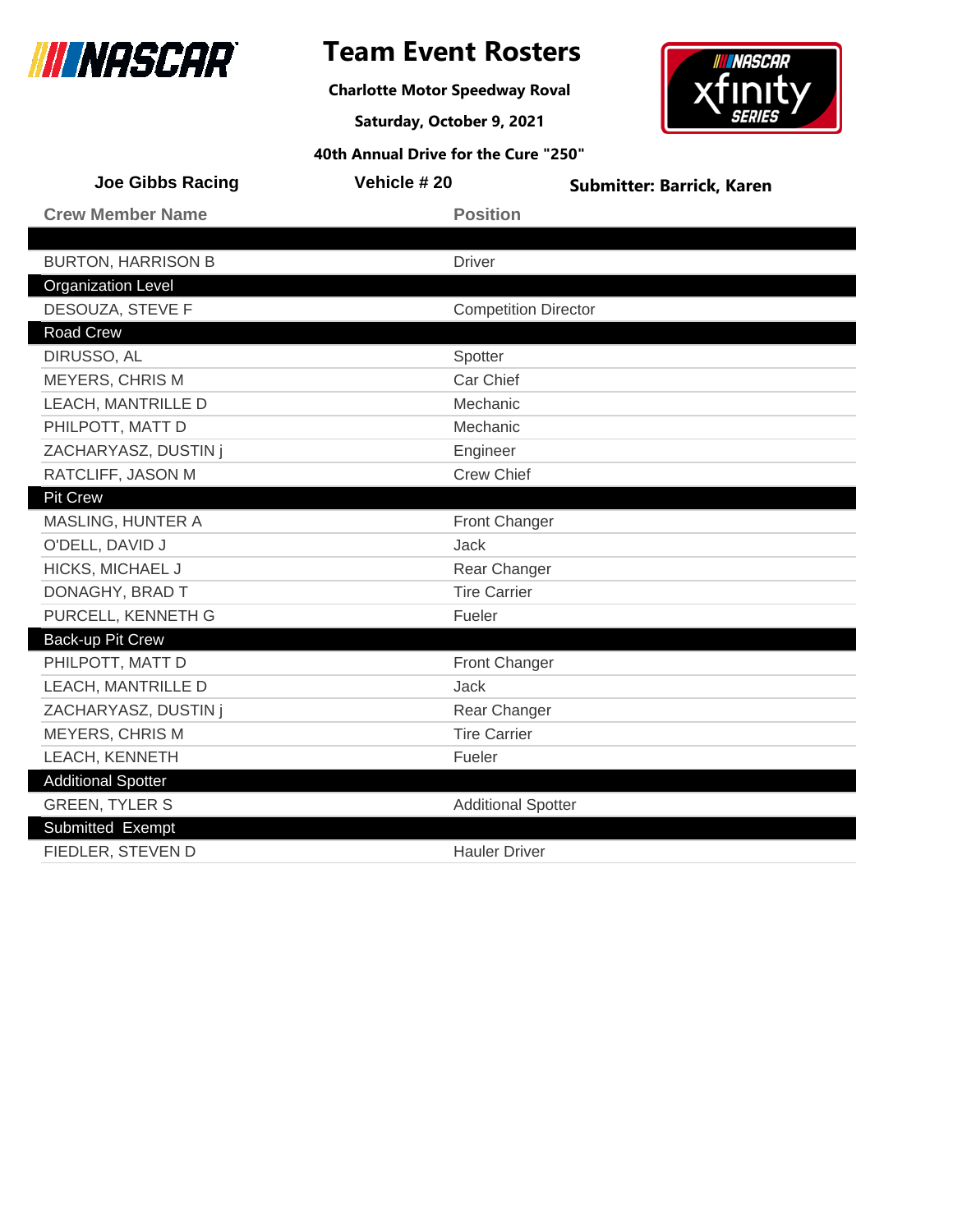# Team Event Rosters

**Charlotte Motor Speedway Roval**

**Saturday, October 9, 2021**

**40th Annual Drive for the Cure "250"**

**Joe Gibbs Racing** | **Vehicle # 20** | **Submitter: Barrick, Karen**

| Crew Member Name | Position |
|---|---|
| | |
| BURTON, HARRISON B | Driver |
| **Organization Level** | |
| DESOUZA, STEVE F | Competition Director |
| **Road Crew** | |
| DIRUSSO, AL | Spotter |
| MEYERS, CHRIS M | Car Chief |
| LEACH, MANTRILLE D | Mechanic |
| PHILPOTT, MATT D | Mechanic |
| ZACHARYASZ, DUSTIN j | Engineer |
| RATCLIFF, JASON M | Crew Chief |
| **Pit Crew** | |
| MASLING, HUNTER A | Front Changer |
| O'DELL, DAVID J | Jack |
| HICKS, MICHAEL J | Rear Changer |
| DONAGHY, BRAD T | Tire Carrier |
| PURCELL, KENNETH G | Fueler |
| **Back-up Pit Crew** | |
| PHILPOTT, MATT D | Front Changer |
| LEACH, MANTRILLE D | Jack |
| ZACHARYASZ, DUSTIN j | Rear Changer |
| MEYERS, CHRIS M | Tire Carrier |
| LEACH, KENNETH | Fueler |
| **Additional Spotter** | |
| GREEN, TYLER S | Additional Spotter |
| **Submitted Exempt** | |
| FIEDLER, STEVEN D | Hauler Driver |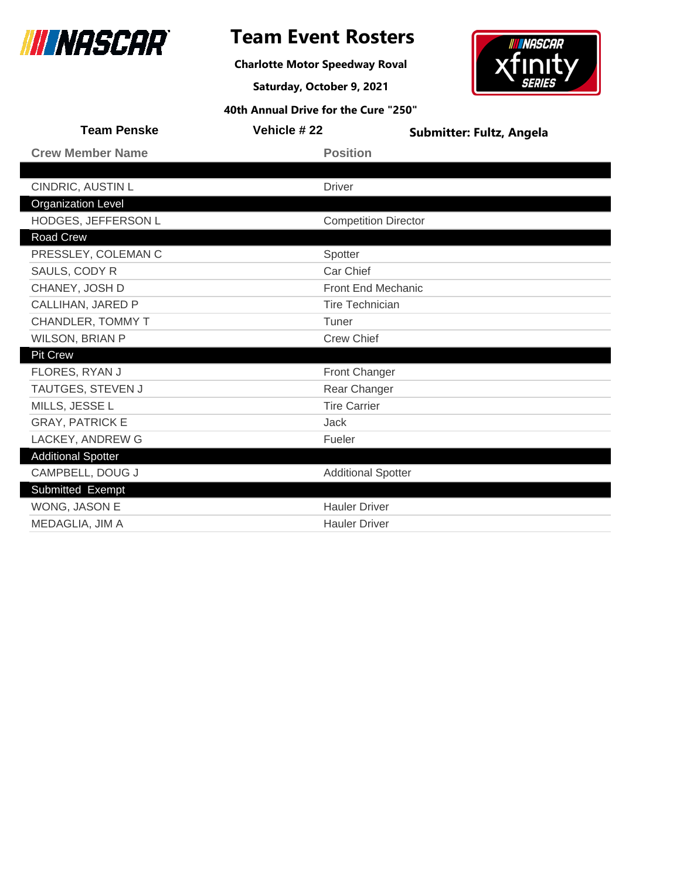# Team Event Rosters

**Charlotte Motor Speedway Roval**

**Saturday, October 9, 2021**

**40th Annual Drive for the Cure "250"**

**Team Penske** | **Vehicle # 22** | **Submitter: Fultz, Angela**

| Crew Member Name | Position |
|---|---|
| | |
| CINDRIC, AUSTIN L | Driver |
| **Organization Level** | |
| HODGES, JEFFERSON L | Competition Director |
| **Road Crew** | |
| PRESSLEY, COLEMAN C | Spotter |
| SAULS, CODY R | Car Chief |
| CHANEY, JOSH D | Front End Mechanic |
| CALLIHAN, JARED P | Tire Technician |
| CHANDLER, TOMMY T | Tuner |
| WILSON, BRIAN P | Crew Chief |
| **Pit Crew** | |
| FLORES, RYAN J | Front Changer |
| TAUTGES, STEVEN J | Rear Changer |
| MILLS, JESSE L | Tire Carrier |
| GRAY, PATRICK E | Jack |
| LACKEY, ANDREW G | Fueler |
| **Additional Spotter** | |
| CAMPBELL, DOUG J | Additional Spotter |
| **Submitted Exempt** | |
| WONG, JASON E | Hauler Driver |
| MEDAGLIA, JIM A | Hauler Driver |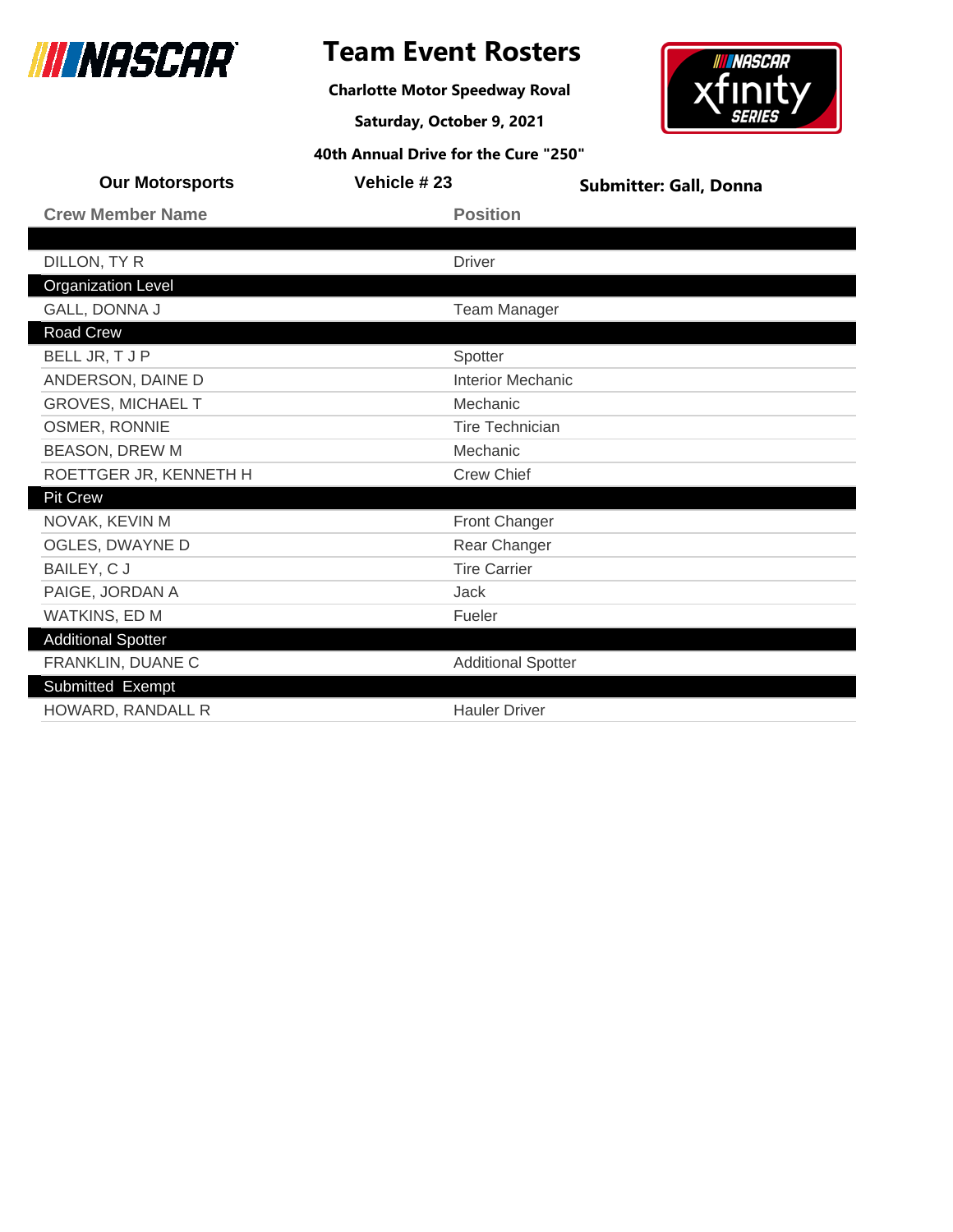# Team Event Rosters

**Charlotte Motor Speedway Roval**

**Saturday, October 9, 2021**

**40th Annual Drive for the Cure "250"**

**Our Motorsports** | **Vehicle # 23** | **Submitter: Gall, Donna**

| Crew Member Name | Position |
|---|---|
| | |
| DILLON, TY R | Driver |
| **Organization Level** | |
| GALL, DONNA J | Team Manager |
| **Road Crew** | |
| BELL JR, T J P | Spotter |
| ANDERSON, DAINE D | Interior Mechanic |
| GROVES, MICHAEL T | Mechanic |
| OSMER, RONNIE | Tire Technician |
| BEASON, DREW M | Mechanic |
| ROETTGER JR, KENNETH H | Crew Chief |
| **Pit Crew** | |
| NOVAK, KEVIN M | Front Changer |
| OGLES, DWAYNE D | Rear Changer |
| BAILEY, C J | Tire Carrier |
| PAIGE, JORDAN A | Jack |
| WATKINS, ED M | Fueler |
| **Additional Spotter** | |
| FRANKLIN, DUANE C | Additional Spotter |
| **Submitted Exempt** | |
| HOWARD, RANDALL R | Hauler Driver |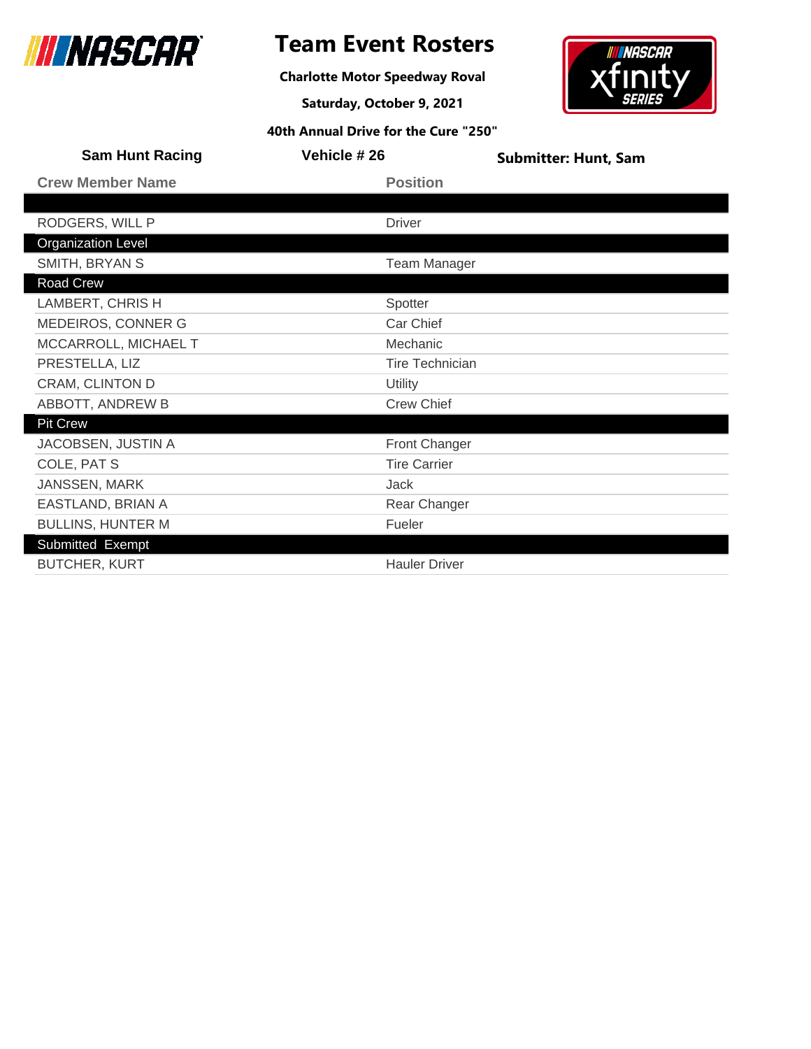# Team Event Rosters

**Charlotte Motor Speedway Roval**

**Saturday, October 9, 2021**

**40th Annual Drive for the Cure "250"**

**Sam Hunt Racing** | **Vehicle # 26** | **Submitter: Hunt, Sam**

| Crew Member Name | Position |
|---|---|
| | |
| RODGERS, WILL P | Driver |
| **Organization Level** | |
| SMITH, BRYAN S | Team Manager |
| **Road Crew** | |
| LAMBERT, CHRIS H | Spotter |
| MEDEIROS, CONNER G | Car Chief |
| MCCARROLL, MICHAEL T | Mechanic |
| PRESTELLA, LIZ | Tire Technician |
| CRAM, CLINTON D | Utility |
| ABBOTT, ANDREW B | Crew Chief |
| **Pit Crew** | |
| JACOBSEN, JUSTIN A | Front Changer |
| COLE, PAT S | Tire Carrier |
| JANSSEN, MARK | Jack |
| EASTLAND, BRIAN A | Rear Changer |
| BULLINS, HUNTER M | Fueler |
| **Submitted Exempt** | |
| BUTCHER, KURT | Hauler Driver |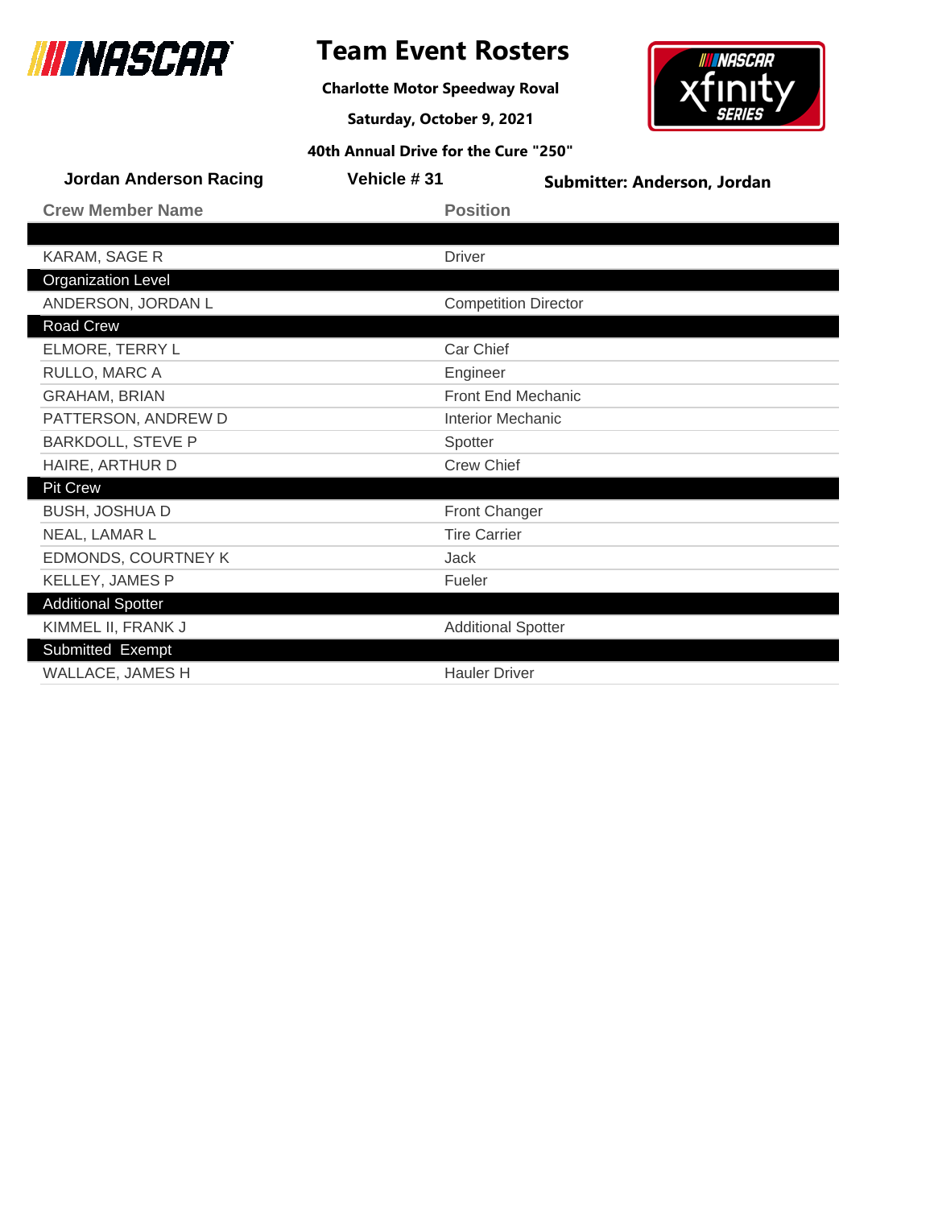# Team Event Rosters

**Charlotte Motor Speedway Roval**

**Saturday, October 9, 2021**

**40th Annual Drive for the Cure "250"**

**Jordan Anderson Racing** | **Vehicle # 31** | **Submitter: Anderson, Jordan**

| Crew Member Name | Position |
|---|---|
| | |
| KARAM, SAGE R | Driver |
| **Organization Level** | |
| ANDERSON, JORDAN L | Competition Director |
| **Road Crew** | |
| ELMORE, TERRY L | Car Chief |
| RULLO, MARC A | Engineer |
| GRAHAM, BRIAN | Front End Mechanic |
| PATTERSON, ANDREW D | Interior Mechanic |
| BARKDOLL, STEVE P | Spotter |
| HAIRE, ARTHUR D | Crew Chief |
| **Pit Crew** | |
| BUSH, JOSHUA D | Front Changer |
| NEAL, LAMAR L | Tire Carrier |
| EDMONDS, COURTNEY K | Jack |
| KELLEY, JAMES P | Fueler |
| **Additional Spotter** | |
| KIMMEL II, FRANK J | Additional Spotter |
| **Submitted Exempt** | |
| WALLACE, JAMES H | Hauler Driver |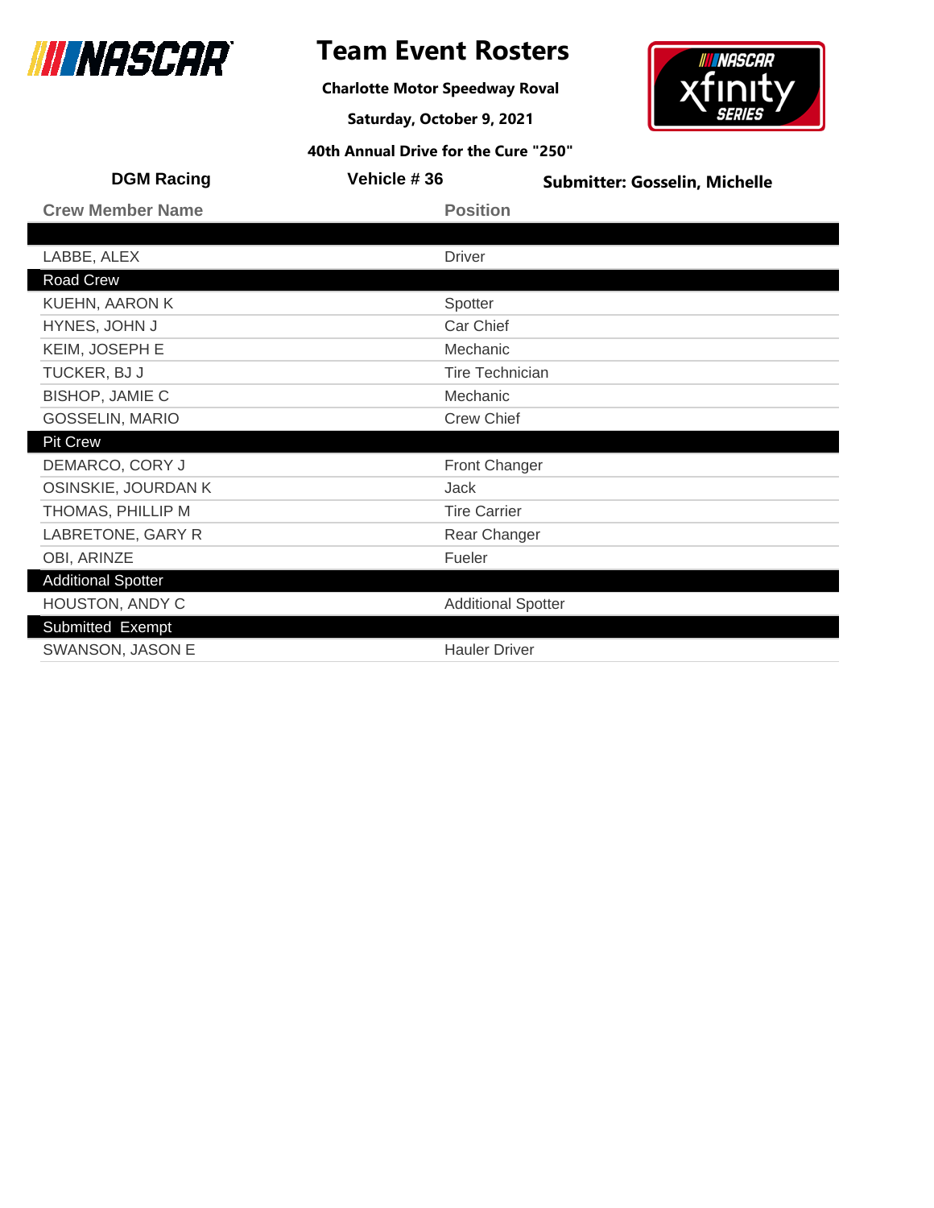# Team Event Rosters

**Charlotte Motor Speedway Roval**

**Saturday, October 9, 2021**

**40th Annual Drive for the Cure "250"**

**DGM Racing** | **Vehicle # 36** | **Submitter: Gosselin, Michelle**

| Crew Member Name | Position |
| --- | --- |
| | |
| LABBE, ALEX | Driver |
| **Road Crew** | |
| KUEHN, AARON K | Spotter |
| HYNES, JOHN J | Car Chief |
| KEIM, JOSEPH E | Mechanic |
| TUCKER, BJ J | Tire Technician |
| BISHOP, JAMIE C | Mechanic |
| GOSSELIN, MARIO | Crew Chief |
| **Pit Crew** | |
| DEMARCO, CORY J | Front Changer |
| OSINSKIE, JOURDAN K | Jack |
| THOMAS, PHILLIP M | Tire Carrier |
| LABRETONE, GARY R | Rear Changer |
| OBI, ARINZE | Fueler |
| **Additional Spotter** | |
| HOUSTON, ANDY C | Additional Spotter |
| **Submitted Exempt** | |
| SWANSON, JASON E | Hauler Driver |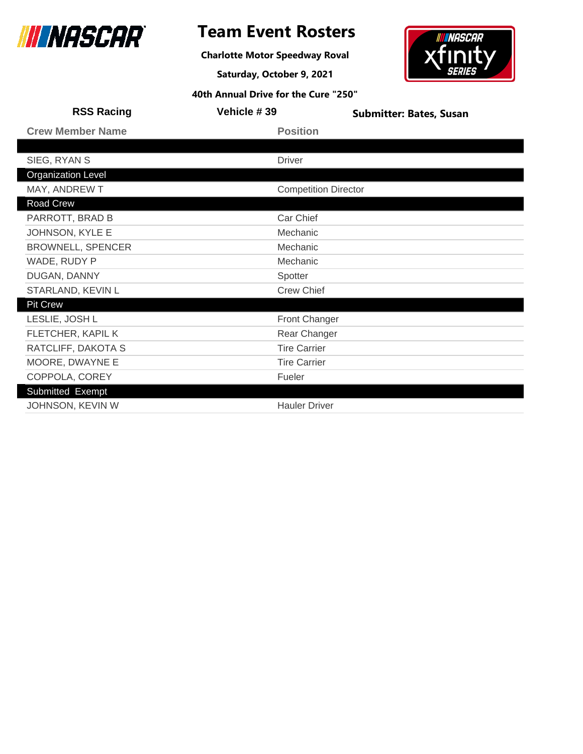# Team Event Rosters

**Charlotte Motor Speedway Roval**

**Saturday, October 9, 2021**

**40th Annual Drive for the Cure "250"**

**RSS Racing** | **Vehicle # 39** | **Submitter: Bates, Susan**

| Crew Member Name | Position |
|---|---|
| | |
| SIEG, RYAN S | Driver |
| **Organization Level** | |
| MAY, ANDREW T | Competition Director |
| **Road Crew** | |
| PARROTT, BRAD B | Car Chief |
| JOHNSON, KYLE E | Mechanic |
| BROWNELL, SPENCER | Mechanic |
| WADE, RUDY P | Mechanic |
| DUGAN, DANNY | Spotter |
| STARLAND, KEVIN L | Crew Chief |
| **Pit Crew** | |
| LESLIE, JOSH L | Front Changer |
| FLETCHER, KAPIL K | Rear Changer |
| RATCLIFF, DAKOTA S | Tire Carrier |
| MOORE, DWAYNE E | Tire Carrier |
| COPPOLA, COREY | Fueler |
| **Submitted Exempt** | |
| JOHNSON, KEVIN W | Hauler Driver |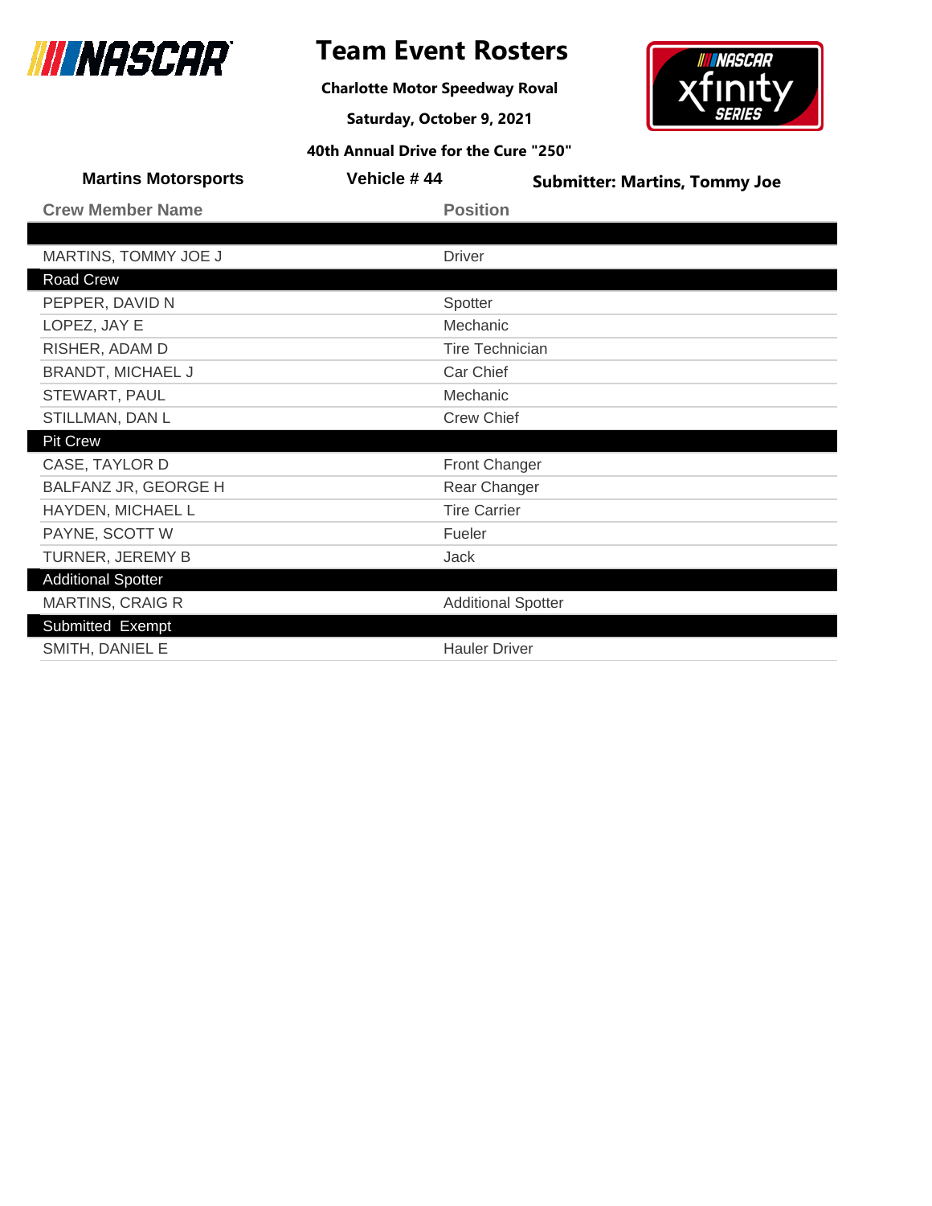# Team Event Rosters

**Charlotte Motor Speedway Roval**

**Saturday, October 9, 2021**

**40th Annual Drive for the Cure "250"**

**Martins Motorsports** | **Vehicle # 44** | **Submitter: Martins, Tommy Joe**

| Crew Member Name | Position |
| --- | --- |
| | |
| MARTINS, TOMMY JOE J | Driver |
| **Road Crew** | |
| PEPPER, DAVID N | Spotter |
| LOPEZ, JAY E | Mechanic |
| RISHER, ADAM D | Tire Technician |
| BRANDT, MICHAEL J | Car Chief |
| STEWART, PAUL | Mechanic |
| STILLMAN, DAN L | Crew Chief |
| **Pit Crew** | |
| CASE, TAYLOR D | Front Changer |
| BALFANZ JR, GEORGE H | Rear Changer |
| HAYDEN, MICHAEL L | Tire Carrier |
| PAYNE, SCOTT W | Fueler |
| TURNER, JEREMY B | Jack |
| **Additional Spotter** | |
| MARTINS, CRAIG R | Additional Spotter |
| **Submitted Exempt** | |
| SMITH, DANIEL E | Hauler Driver |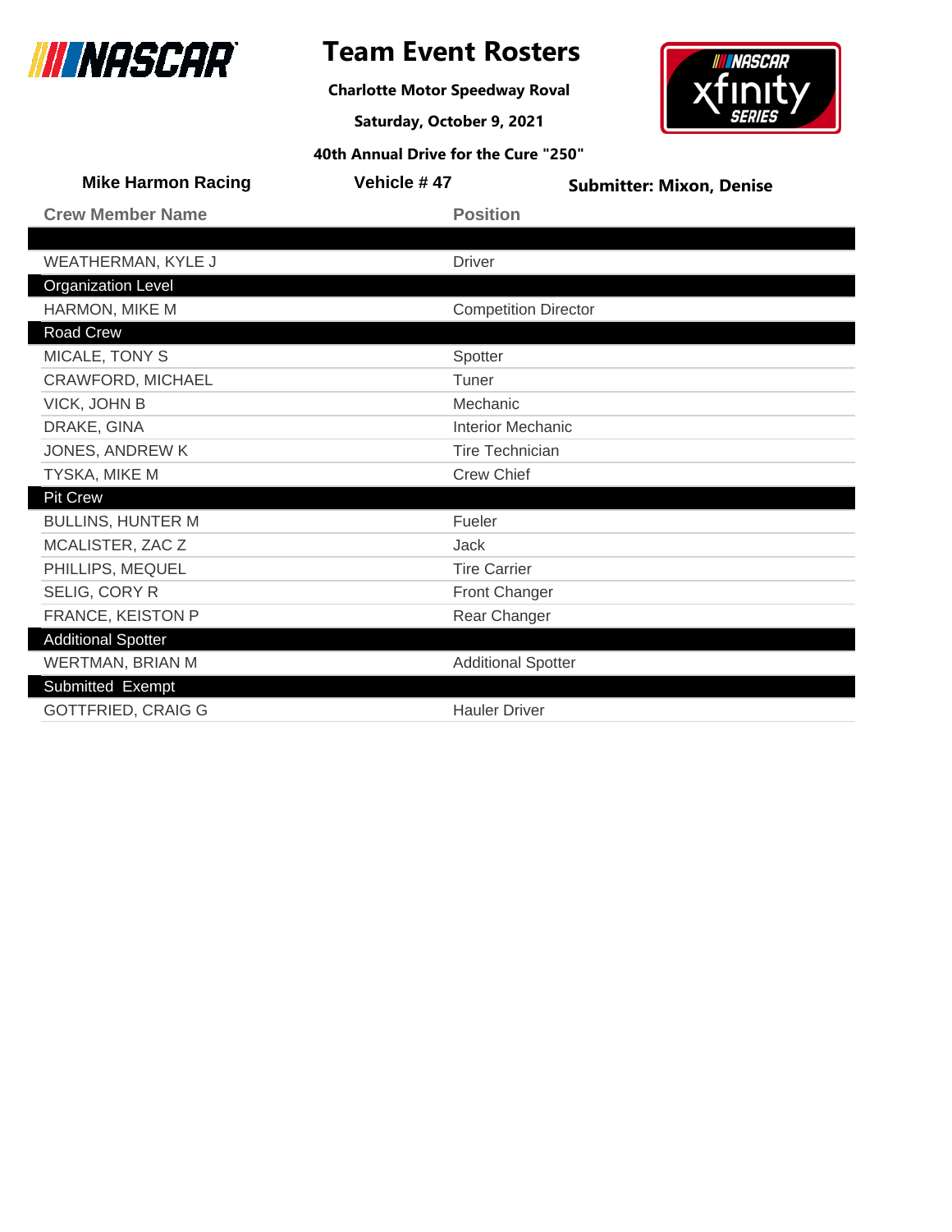# Team Event Rosters

**Charlotte Motor Speedway Roval**

**Saturday, October 9, 2021**

**40th Annual Drive for the Cure "250"**

**Mike Harmon Racing** | **Vehicle # 47** | **Submitter: Mixon, Denise**

| Crew Member Name | Position |
|---|---|
| | |
| WEATHERMAN, KYLE J | Driver |
| **Organization Level** | |
| HARMON, MIKE M | Competition Director |
| **Road Crew** | |
| MICALE, TONY S | Spotter |
| CRAWFORD, MICHAEL | Tuner |
| VICK, JOHN B | Mechanic |
| DRAKE, GINA | Interior Mechanic |
| JONES, ANDREW K | Tire Technician |
| TYSKA, MIKE M | Crew Chief |
| **Pit Crew** | |
| BULLINS, HUNTER M | Fueler |
| MCALISTER, ZAC Z | Jack |
| PHILLIPS, MEQUEL | Tire Carrier |
| SELIG, CORY R | Front Changer |
| FRANCE, KEISTON P | Rear Changer |
| **Additional Spotter** | |
| WERTMAN, BRIAN M | Additional Spotter |
| **Submitted Exempt** | |
| GOTTFRIED, CRAIG G | Hauler Driver |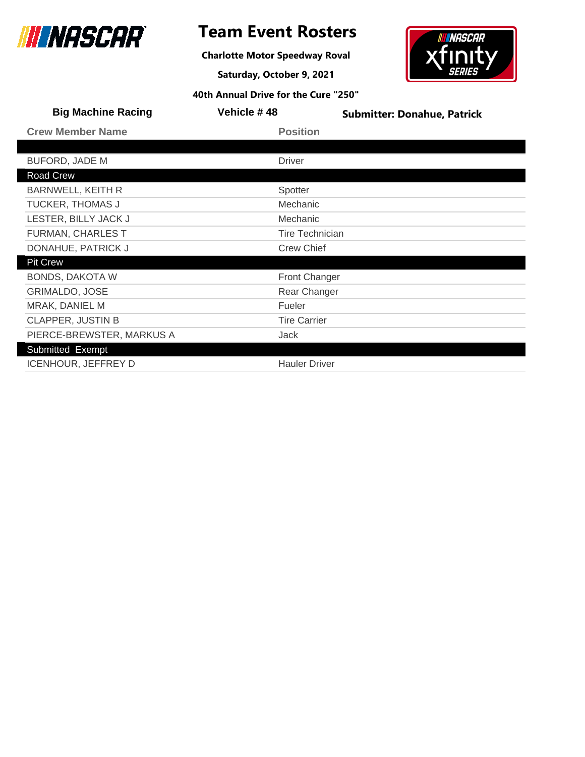# Team Event Rosters

**Charlotte Motor Speedway Roval**

**Saturday, October 9, 2021**

**40th Annual Drive for the Cure "250"**

**Big Machine Racing** | **Vehicle # 48** | **Submitter: Donahue, Patrick**

| Crew Member Name | Position |
|---|---|
| | |
| BUFORD, JADE M | Driver |
| **Road Crew** | |
| BARNWELL, KEITH R | Spotter |
| TUCKER, THOMAS J | Mechanic |
| LESTER, BILLY JACK J | Mechanic |
| FURMAN, CHARLES T | Tire Technician |
| DONAHUE, PATRICK J | Crew Chief |
| **Pit Crew** | |
| BONDS, DAKOTA W | Front Changer |
| GRIMALDO, JOSE | Rear Changer |
| MRAK, DANIEL M | Fueler |
| CLAPPER, JUSTIN B | Tire Carrier |
| PIERCE-BREWSTER, MARKUS A | Jack |
| **Submitted Exempt** | |
| ICENHOUR, JEFFREY D | Hauler Driver |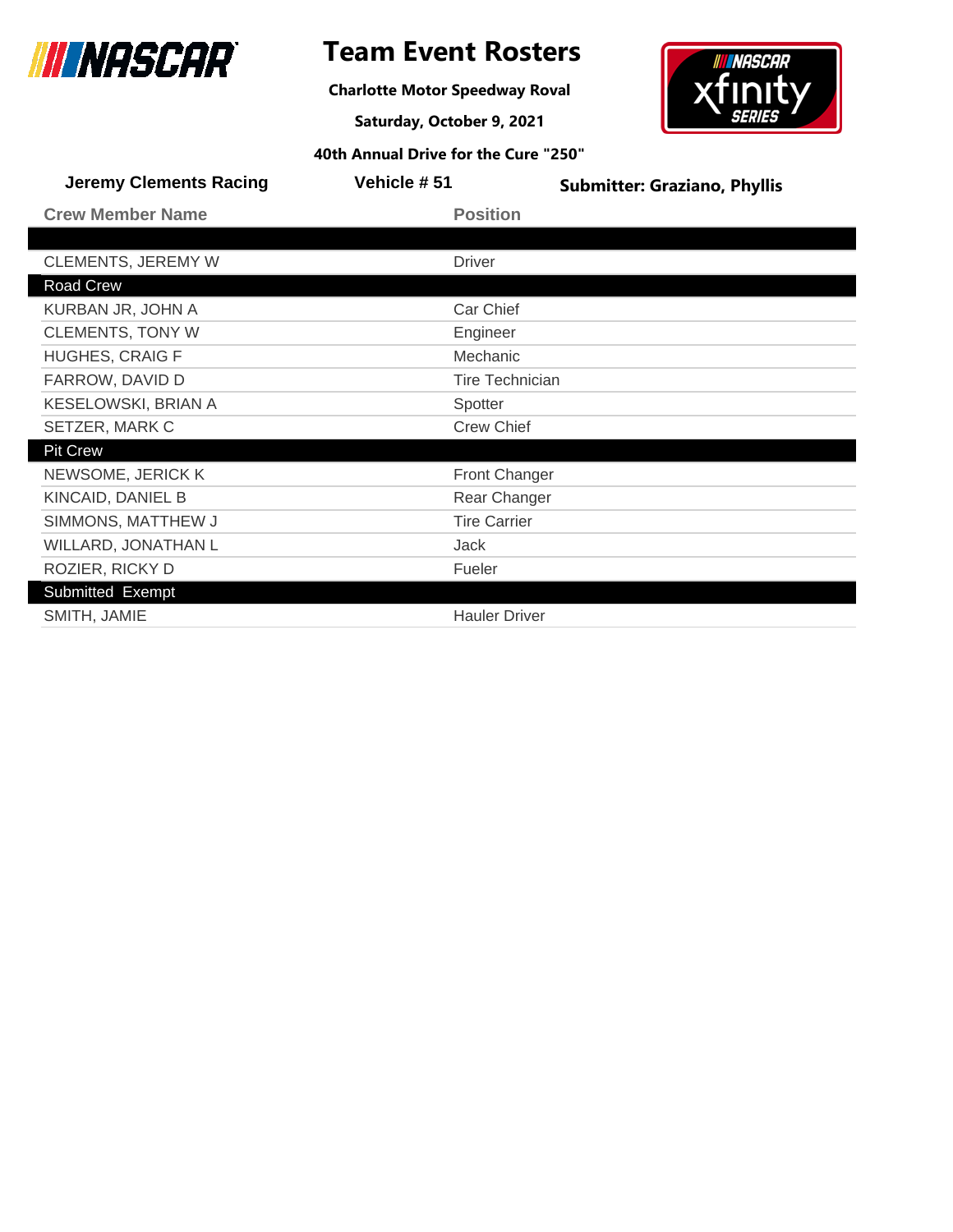# Team Event Rosters

**Charlotte Motor Speedway Roval**

**Saturday, October 9, 2021**

**40th Annual Drive for the Cure "250"**

**Jeremy Clements Racing** | **Vehicle # 51** | **Submitter: Graziano, Phyllis**

| Crew Member Name | Position |
|---|---|
| | |
| CLEMENTS, JEREMY W | Driver |
| **Road Crew** | |
| KURBAN JR, JOHN A | Car Chief |
| CLEMENTS, TONY W | Engineer |
| HUGHES, CRAIG F | Mechanic |
| FARROW, DAVID D | Tire Technician |
| KESELOWSKI, BRIAN A | Spotter |
| SETZER, MARK C | Crew Chief |
| **Pit Crew** | |
| NEWSOME, JERICK K | Front Changer |
| KINCAID, DANIEL B | Rear Changer |
| SIMMONS, MATTHEW J | Tire Carrier |
| WILLARD, JONATHAN L | Jack |
| ROZIER, RICKY D | Fueler |
| **Submitted Exempt** | |
| SMITH, JAMIE | Hauler Driver |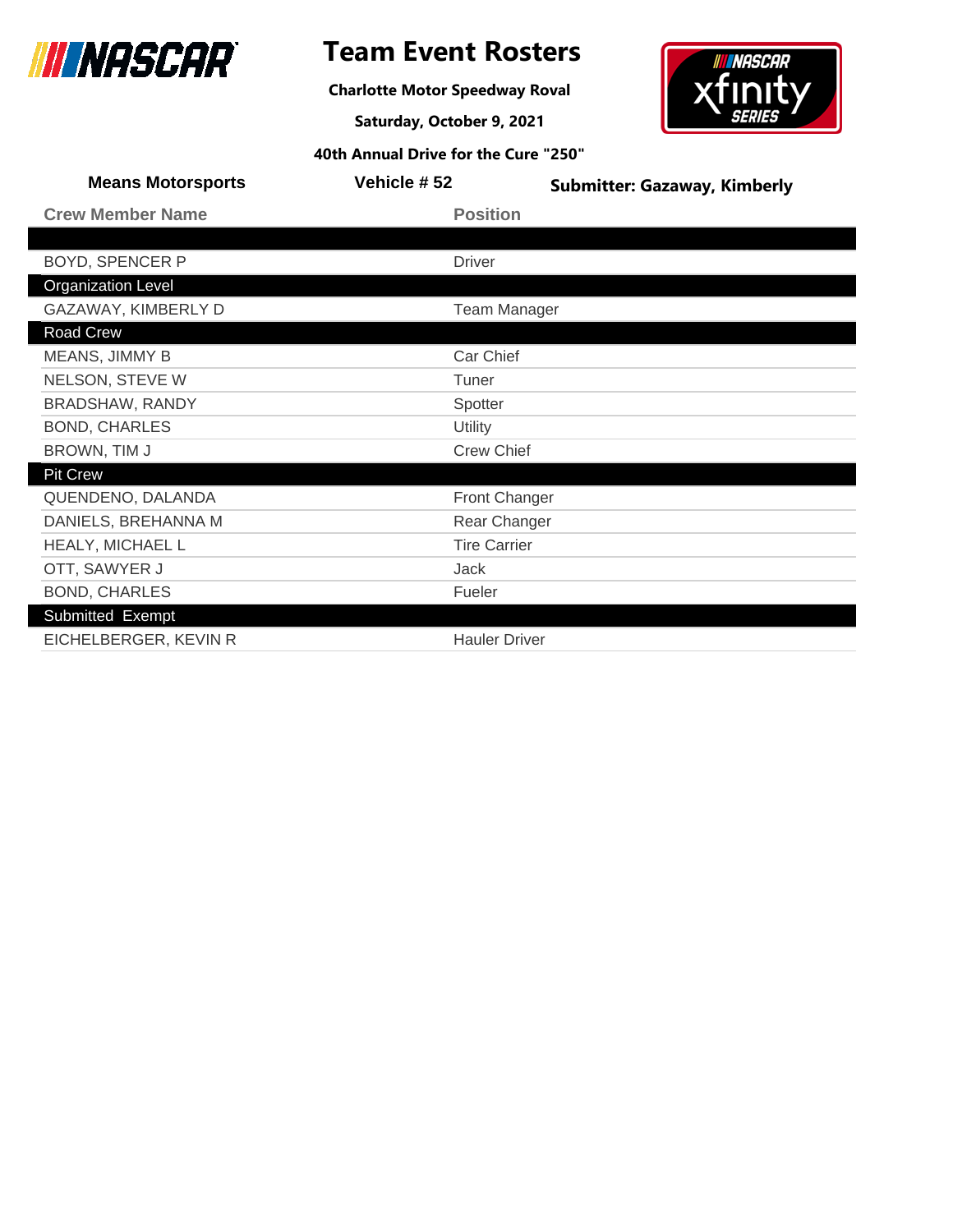# Team Event Rosters

**Charlotte Motor Speedway Roval**

**Saturday, October 9, 2021**

**40th Annual Drive for the Cure "250"**

**Means Motorsports** | **Vehicle # 52** | **Submitter: Gazaway, Kimberly**

| Crew Member Name | Position |
|---|---|
| | |
| BOYD, SPENCER P | Driver |
| **Organization Level** | |
| GAZAWAY, KIMBERLY D | Team Manager |
| **Road Crew** | |
| MEANS, JIMMY B | Car Chief |
| NELSON, STEVE W | Tuner |
| BRADSHAW, RANDY | Spotter |
| BOND, CHARLES | Utility |
| BROWN, TIM J | Crew Chief |
| **Pit Crew** | |
| QUENDENO, DALANDA | Front Changer |
| DANIELS, BREHANNA M | Rear Changer |
| HEALY, MICHAEL L | Tire Carrier |
| OTT, SAWYER J | Jack |
| BOND, CHARLES | Fueler |
| **Submitted Exempt** | |
| EICHELBERGER, KEVIN R | Hauler Driver |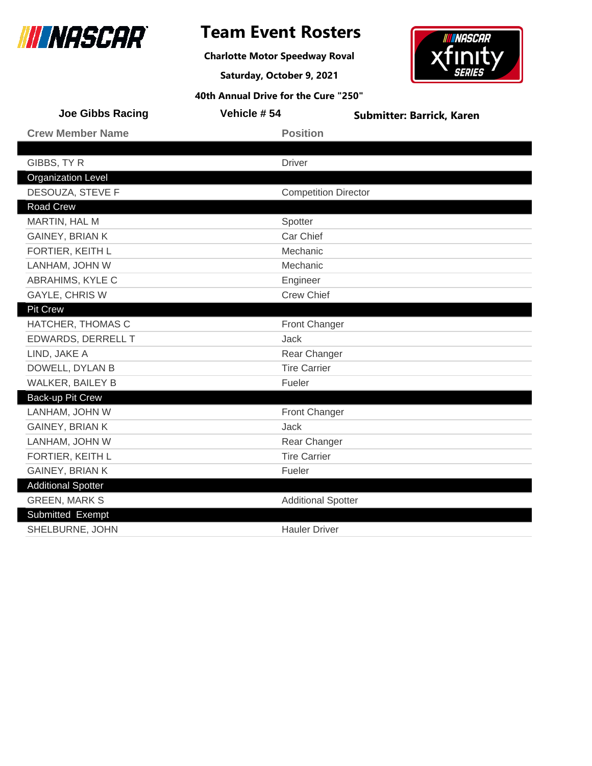# Team Event Rosters

**Charlotte Motor Speedway Roval**

**Saturday, October 9, 2021**

**40th Annual Drive for the Cure "250"**

**Joe Gibbs Racing** | **Vehicle # 54** | **Submitter: Barrick, Karen**

| Crew Member Name | Position |
|---|---|
| | |
| GIBBS, TY R | Driver |
| **Organization Level** | |
| DESOUZA, STEVE F | Competition Director |
| **Road Crew** | |
| MARTIN, HAL M | Spotter |
| GAINEY, BRIAN K | Car Chief |
| FORTIER, KEITH L | Mechanic |
| LANHAM, JOHN W | Mechanic |
| ABRAHIMS, KYLE C | Engineer |
| GAYLE, CHRIS W | Crew Chief |
| **Pit Crew** | |
| HATCHER, THOMAS C | Front Changer |
| EDWARDS, DERRELL T | Jack |
| LIND, JAKE A | Rear Changer |
| DOWELL, DYLAN B | Tire Carrier |
| WALKER, BAILEY B | Fueler |
| **Back-up Pit Crew** | |
| LANHAM, JOHN W | Front Changer |
| GAINEY, BRIAN K | Jack |
| LANHAM, JOHN W | Rear Changer |
| FORTIER, KEITH L | Tire Carrier |
| GAINEY, BRIAN K | Fueler |
| **Additional Spotter** | |
| GREEN, MARK S | Additional Spotter |
| **Submitted Exempt** | |
| SHELBURNE, JOHN | Hauler Driver |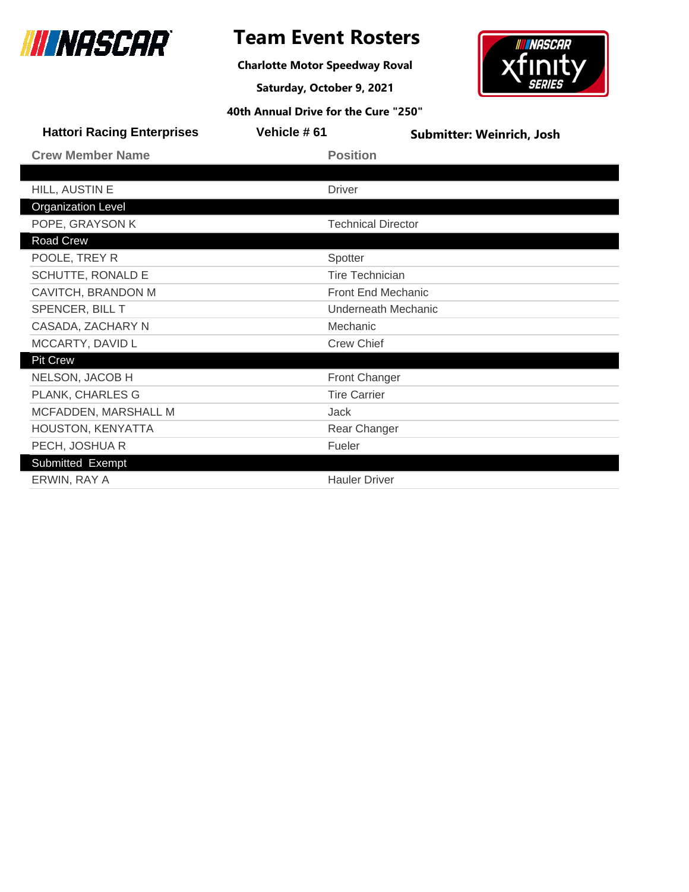# Team Event Rosters

**Charlotte Motor Speedway Roval**

**Saturday, October 9, 2021**

**40th Annual Drive for the Cure "250"**

**Hattori Racing Enterprises** | **Vehicle # 61** | **Submitter: Weinrich, Josh**

| Crew Member Name | Position |
|---|---|
| | |
| HILL, AUSTIN E | Driver |
| **Organization Level** | |
| POPE, GRAYSON K | Technical Director |
| **Road Crew** | |
| POOLE, TREY R | Spotter |
| SCHUTTE, RONALD E | Tire Technician |
| CAVITCH, BRANDON M | Front End Mechanic |
| SPENCER, BILL T | Underneath Mechanic |
| CASADA, ZACHARY N | Mechanic |
| MCCARTY, DAVID L | Crew Chief |
| **Pit Crew** | |
| NELSON, JACOB H | Front Changer |
| PLANK, CHARLES G | Tire Carrier |
| MCFADDEN, MARSHALL M | Jack |
| HOUSTON, KENYATTA | Rear Changer |
| PECH, JOSHUA R | Fueler |
| **Submitted Exempt** | |
| ERWIN, RAY A | Hauler Driver |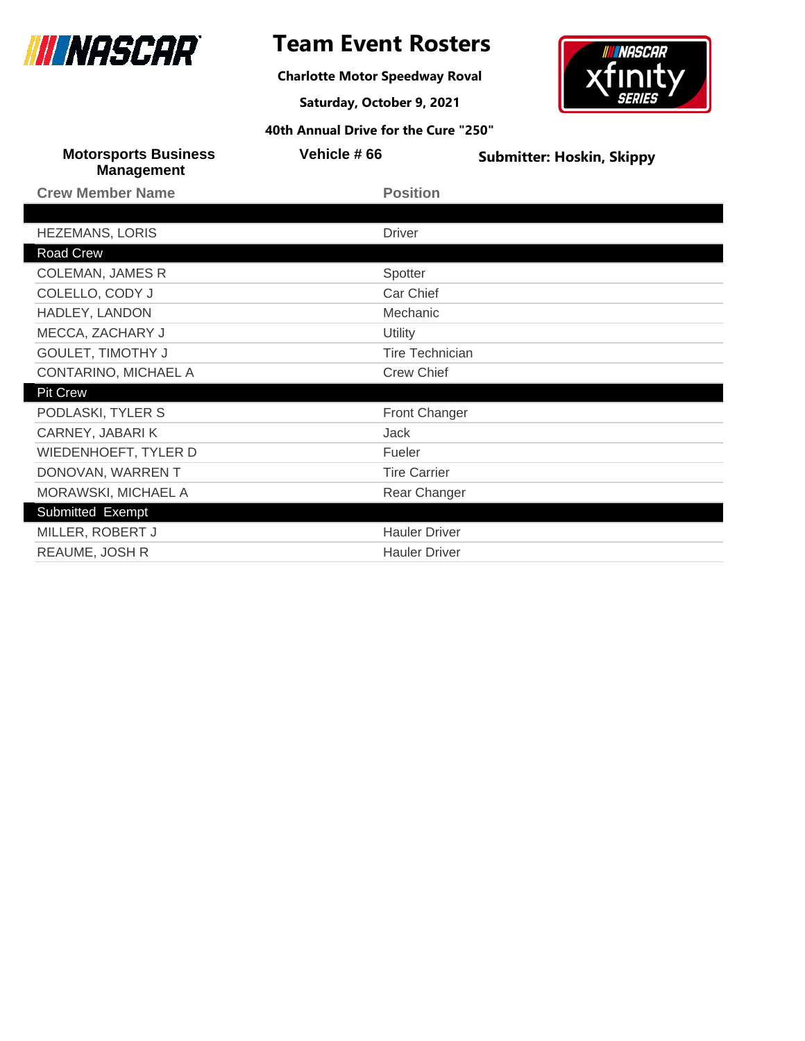# Team Event Rosters

**Charlotte Motor Speedway Roval**

**Saturday, October 9, 2021**

**40th Annual Drive for the Cure "250"**

**Motorsports Business Management** | **Vehicle # 66** | **Submitter: Hoskin, Skippy**

| Crew Member Name | Position |
|---|---|
| | |
| HEZEMANS, LORIS | Driver |
| **Road Crew** | |
| COLEMAN, JAMES R | Spotter |
| COLELLO, CODY J | Car Chief |
| HADLEY, LANDON | Mechanic |
| MECCA, ZACHARY J | Utility |
| GOULET, TIMOTHY J | Tire Technician |
| CONTARINO, MICHAEL A | Crew Chief |
| **Pit Crew** | |
| PODLASKI, TYLER S | Front Changer |
| CARNEY, JABARI K | Jack |
| WIEDENHOEFT, TYLER D | Fueler |
| DONOVAN, WARREN T | Tire Carrier |
| MORAWSKI, MICHAEL A | Rear Changer |
| **Submitted Exempt** | |
| MILLER, ROBERT J | Hauler Driver |
| REAUME, JOSH R | Hauler Driver |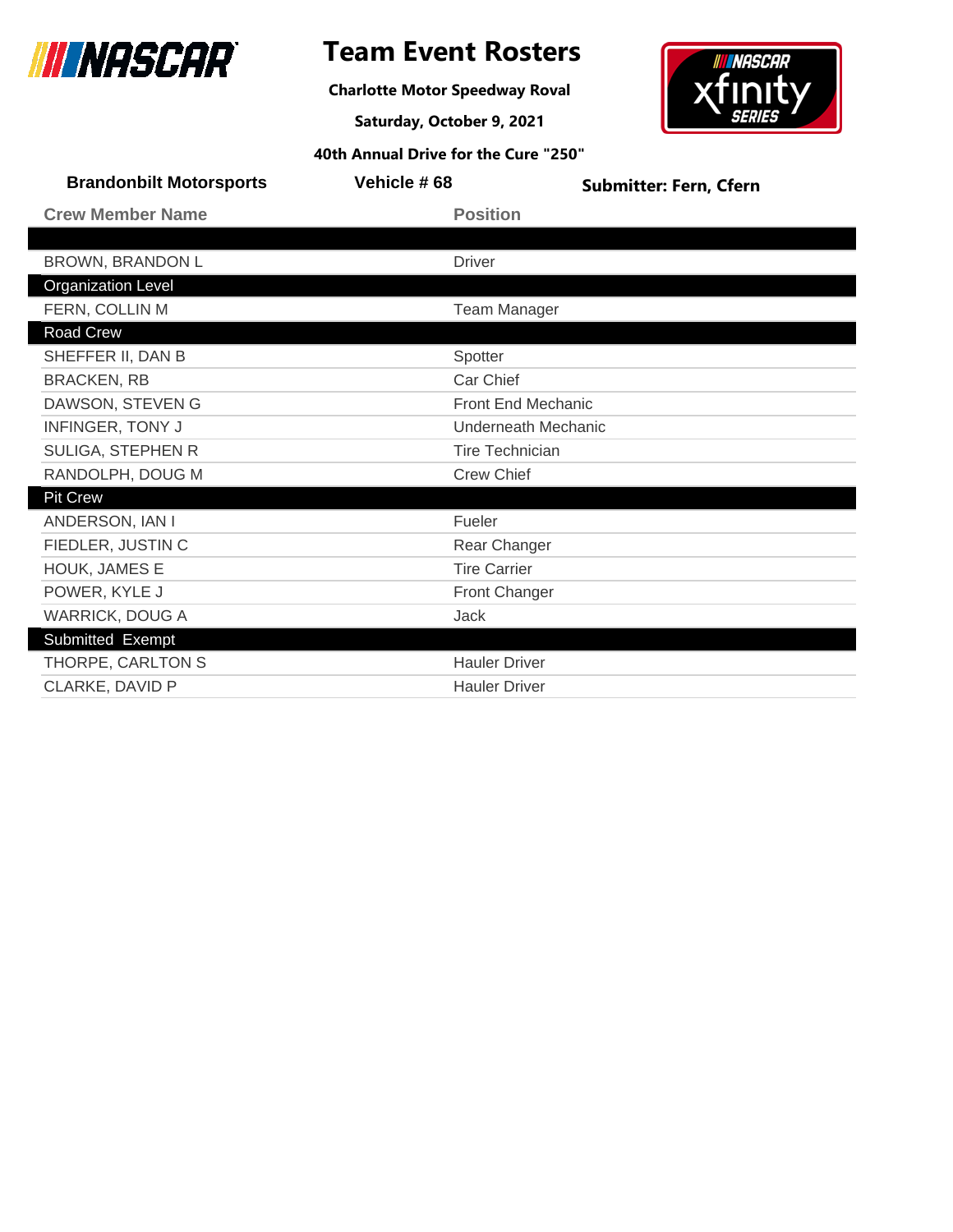# Team Event Rosters

**Charlotte Motor Speedway Roval**

**Saturday, October 9, 2021**

**40th Annual Drive for the Cure "250"**

**Brandonbilt Motorsports** | **Vehicle # 68** | **Submitter: Fern, Cfern**

| Crew Member Name | Position |
|---|---|
| | |
| BROWN, BRANDON L | Driver |
| **Organization Level** | |
| FERN, COLLIN M | Team Manager |
| **Road Crew** | |
| SHEFFER II, DAN B | Spotter |
| BRACKEN, RB | Car Chief |
| DAWSON, STEVEN G | Front End Mechanic |
| INFINGER, TONY J | Underneath Mechanic |
| SULIGA, STEPHEN R | Tire Technician |
| RANDOLPH, DOUG M | Crew Chief |
| **Pit Crew** | |
| ANDERSON, IAN I | Fueler |
| FIEDLER, JUSTIN C | Rear Changer |
| HOUK, JAMES E | Tire Carrier |
| POWER, KYLE J | Front Changer |
| WARRICK, DOUG A | Jack |
| **Submitted Exempt** | |
| THORPE, CARLTON S | Hauler Driver |
| CLARKE, DAVID P | Hauler Driver |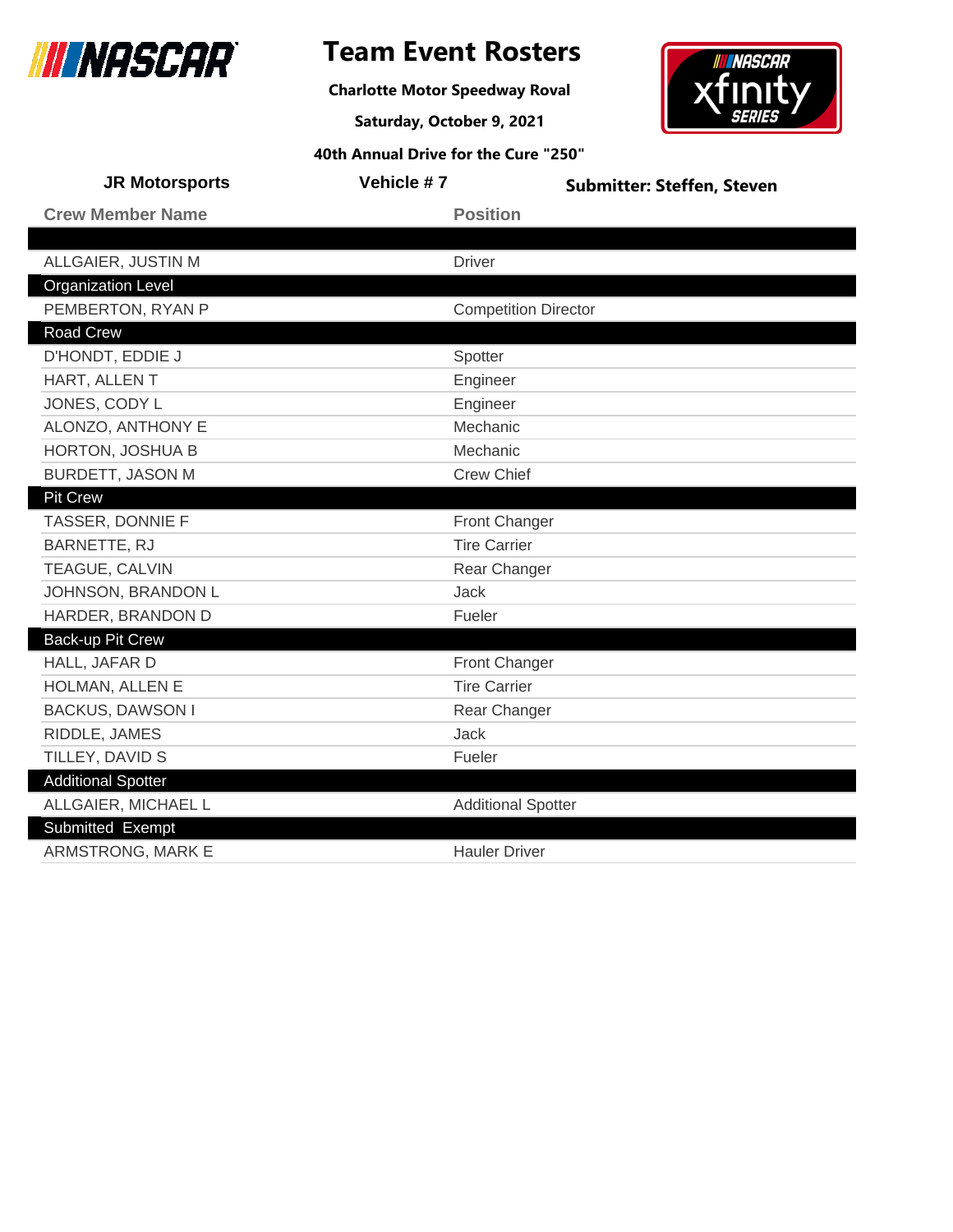# Team Event Rosters

**Charlotte Motor Speedway Roval**

**Saturday, October 9, 2021**

**40th Annual Drive for the Cure "250"**

**JR Motorsports** | **Vehicle # 7** | **Submitter: Steffen, Steven**

| Crew Member Name | Position |
|---|---|
| | |
| ALLGAIER, JUSTIN M | Driver |
| **Organization Level** | |
| PEMBERTON, RYAN P | Competition Director |
| **Road Crew** | |
| D'HONDT, EDDIE J | Spotter |
| HART, ALLEN T | Engineer |
| JONES, CODY L | Engineer |
| ALONZO, ANTHONY E | Mechanic |
| HORTON, JOSHUA B | Mechanic |
| BURDETT, JASON M | Crew Chief |
| **Pit Crew** | |
| TASSER, DONNIE F | Front Changer |
| BARNETTE, RJ | Tire Carrier |
| TEAGUE, CALVIN | Rear Changer |
| JOHNSON, BRANDON L | Jack |
| HARDER, BRANDON D | Fueler |
| **Back-up Pit Crew** | |
| HALL, JAFAR D | Front Changer |
| HOLMAN, ALLEN E | Tire Carrier |
| BACKUS, DAWSON I | Rear Changer |
| RIDDLE, JAMES | Jack |
| TILLEY, DAVID S | Fueler |
| **Additional Spotter** | |
| ALLGAIER, MICHAEL L | Additional Spotter |
| **Submitted Exempt** | |
| ARMSTRONG, MARK E | Hauler Driver |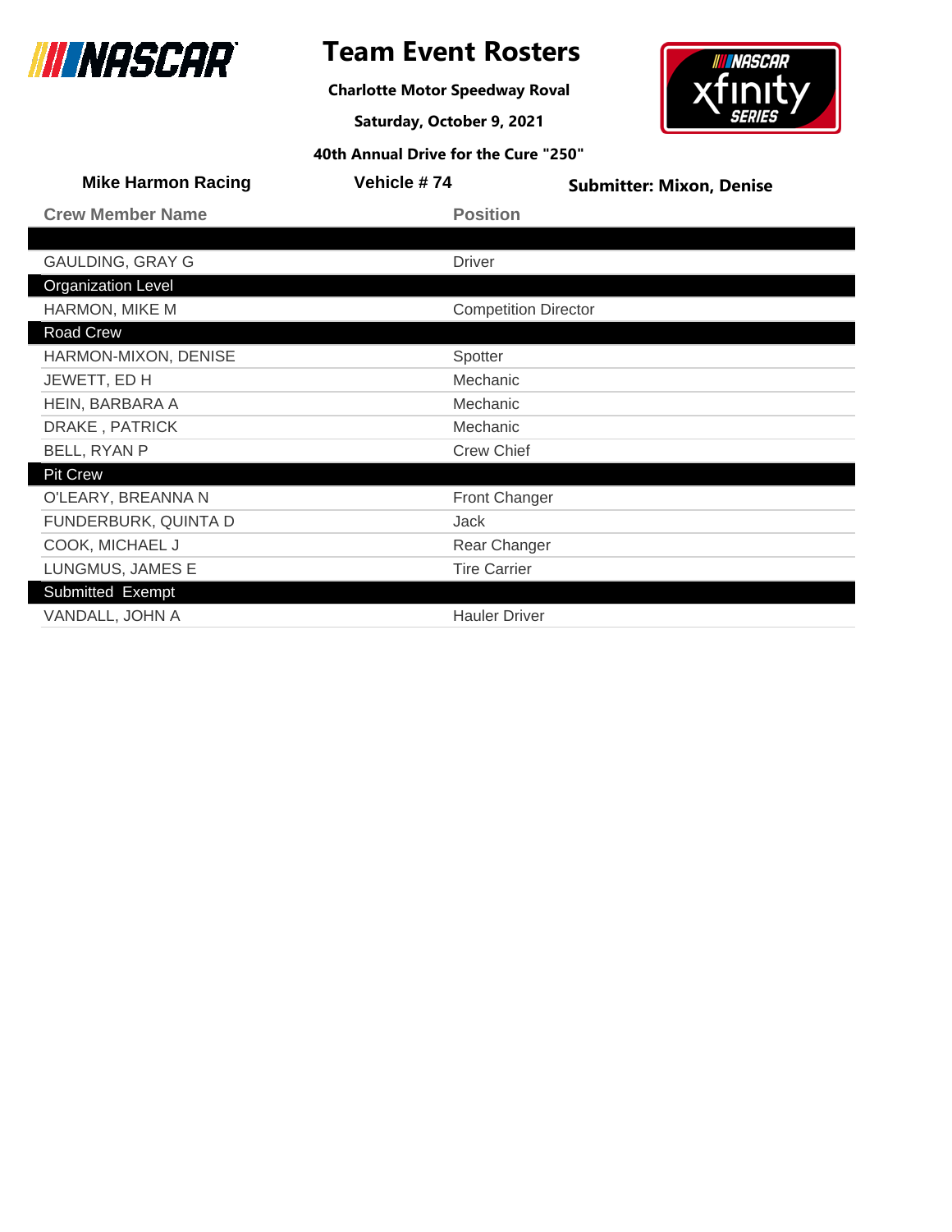# Team Event Rosters

**Charlotte Motor Speedway Roval**

**Saturday, October 9, 2021**

**40th Annual Drive for the Cure "250"**

**Mike Harmon Racing** | **Vehicle # 74** | **Submitter: Mixon, Denise**

| Crew Member Name | Position |
|---|---|
| | |
| GAULDING, GRAY G | Driver |
| **Organization Level** | |
| HARMON, MIKE M | Competition Director |
| **Road Crew** | |
| HARMON-MIXON, DENISE | Spotter |
| JEWETT, ED H | Mechanic |
| HEIN, BARBARA A | Mechanic |
| DRAKE , PATRICK | Mechanic |
| BELL, RYAN P | Crew Chief |
| **Pit Crew** | |
| O'LEARY, BREANNA N | Front Changer |
| FUNDERBURK, QUINTA D | Jack |
| COOK, MICHAEL J | Rear Changer |
| LUNGMUS, JAMES E | Tire Carrier |
| **Submitted Exempt** | |
| VANDALL, JOHN A | Hauler Driver |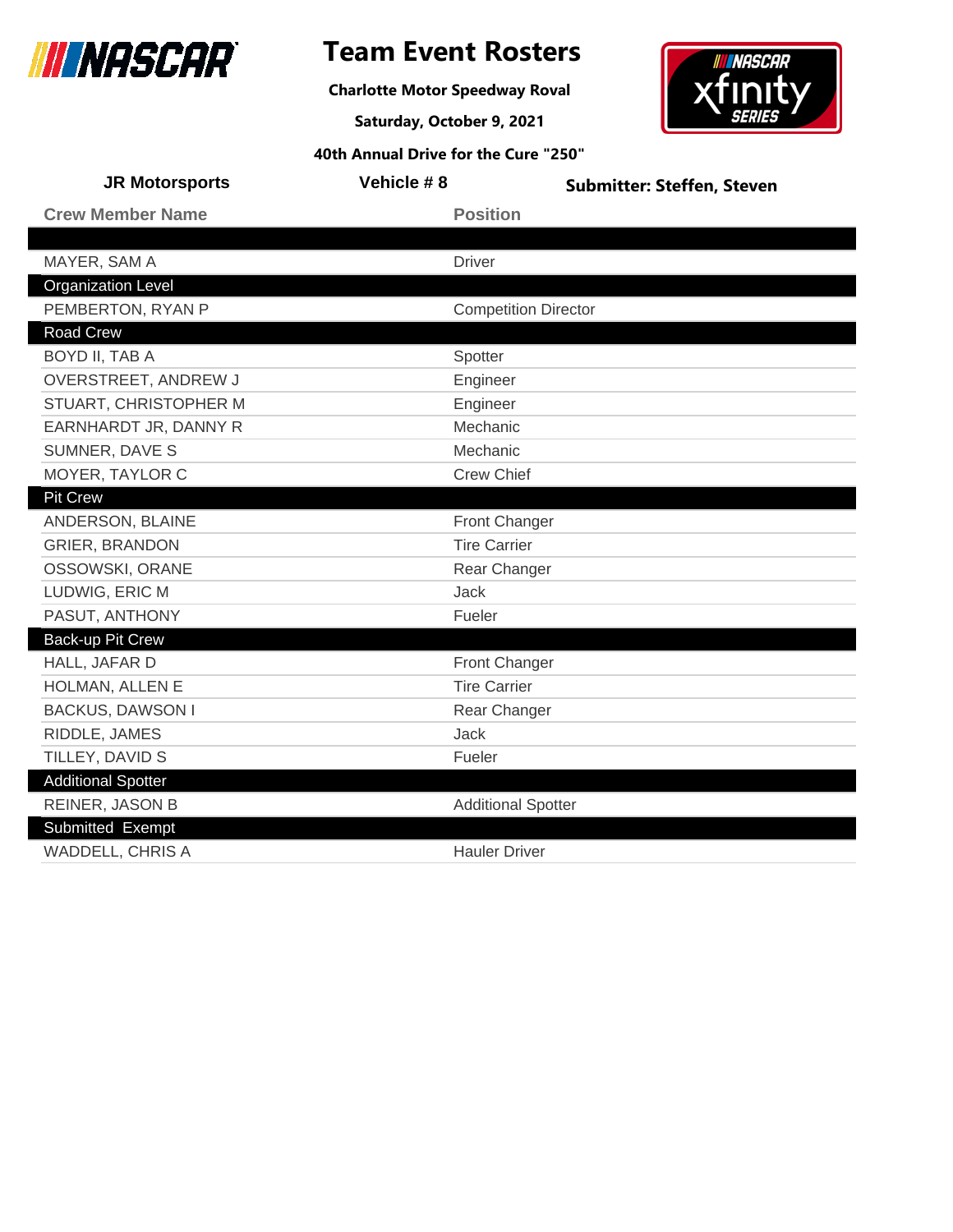# Team Event Rosters

**Charlotte Motor Speedway Roval**

**Saturday, October 9, 2021**

**40th Annual Drive for the Cure "250"**

**JR Motorsports** | **Vehicle # 8** | **Submitter: Steffen, Steven**

| Crew Member Name | Position |
|---|---|
| | |
| MAYER, SAM A | Driver |
| **Organization Level** | |
| PEMBERTON, RYAN P | Competition Director |
| **Road Crew** | |
| BOYD II, TAB A | Spotter |
| OVERSTREET, ANDREW J | Engineer |
| STUART, CHRISTOPHER M | Engineer |
| EARNHARDT JR, DANNY R | Mechanic |
| SUMNER, DAVE S | Mechanic |
| MOYER, TAYLOR C | Crew Chief |
| **Pit Crew** | |
| ANDERSON, BLAINE | Front Changer |
| GRIER, BRANDON | Tire Carrier |
| OSSOWSKI, ORANE | Rear Changer |
| LUDWIG, ERIC M | Jack |
| PASUT, ANTHONY | Fueler |
| **Back-up Pit Crew** | |
| HALL, JAFAR D | Front Changer |
| HOLMAN, ALLEN E | Tire Carrier |
| BACKUS, DAWSON I | Rear Changer |
| RIDDLE, JAMES | Jack |
| TILLEY, DAVID S | Fueler |
| **Additional Spotter** | |
| REINER, JASON B | Additional Spotter |
| **Submitted Exempt** | |
| WADDELL, CHRIS A | Hauler Driver |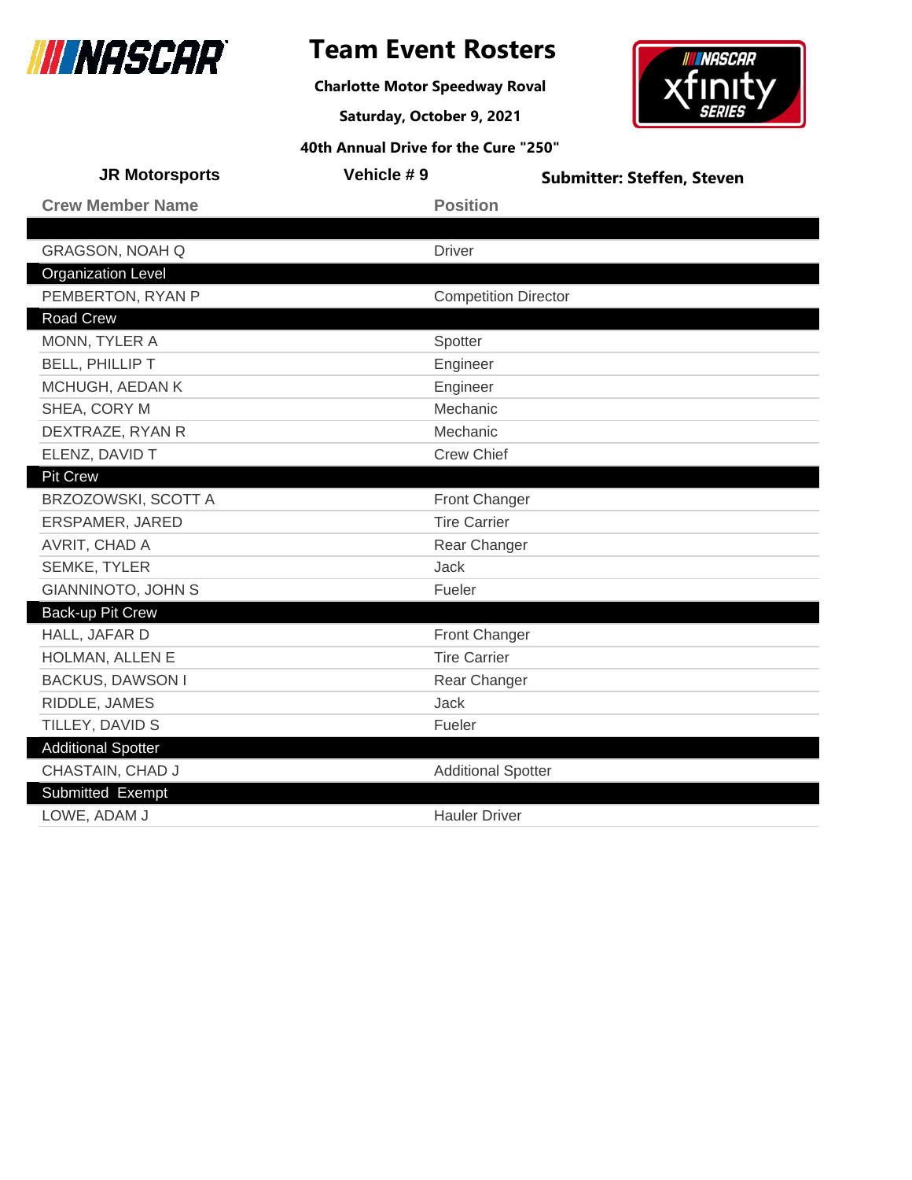# Team Event Rosters

**Charlotte Motor Speedway Roval**

**Saturday, October 9, 2021**

**40th Annual Drive for the Cure "250"**

**JR Motorsports** | **Vehicle # 9** | **Submitter: Steffen, Steven**

| Crew Member Name | Position |
|---|---|
| | |
| GRAGSON, NOAH Q | Driver |
| **Organization Level** | |
| PEMBERTON, RYAN P | Competition Director |
| **Road Crew** | |
| MONN, TYLER A | Spotter |
| BELL, PHILLIP T | Engineer |
| MCHUGH, AEDAN K | Engineer |
| SHEA, CORY M | Mechanic |
| DEXTRAZE, RYAN R | Mechanic |
| ELENZ, DAVID T | Crew Chief |
| **Pit Crew** | |
| BRZOZOWSKI, SCOTT A | Front Changer |
| ERSPAMER, JARED | Tire Carrier |
| AVRIT, CHAD A | Rear Changer |
| SEMKE, TYLER | Jack |
| GIANNINOTO, JOHN S | Fueler |
| **Back-up Pit Crew** | |
| HALL, JAFAR D | Front Changer |
| HOLMAN, ALLEN E | Tire Carrier |
| BACKUS, DAWSON I | Rear Changer |
| RIDDLE, JAMES | Jack |
| TILLEY, DAVID S | Fueler |
| **Additional Spotter** | |
| CHASTAIN, CHAD J | Additional Spotter |
| **Submitted Exempt** | |
| LOWE, ADAM J | Hauler Driver |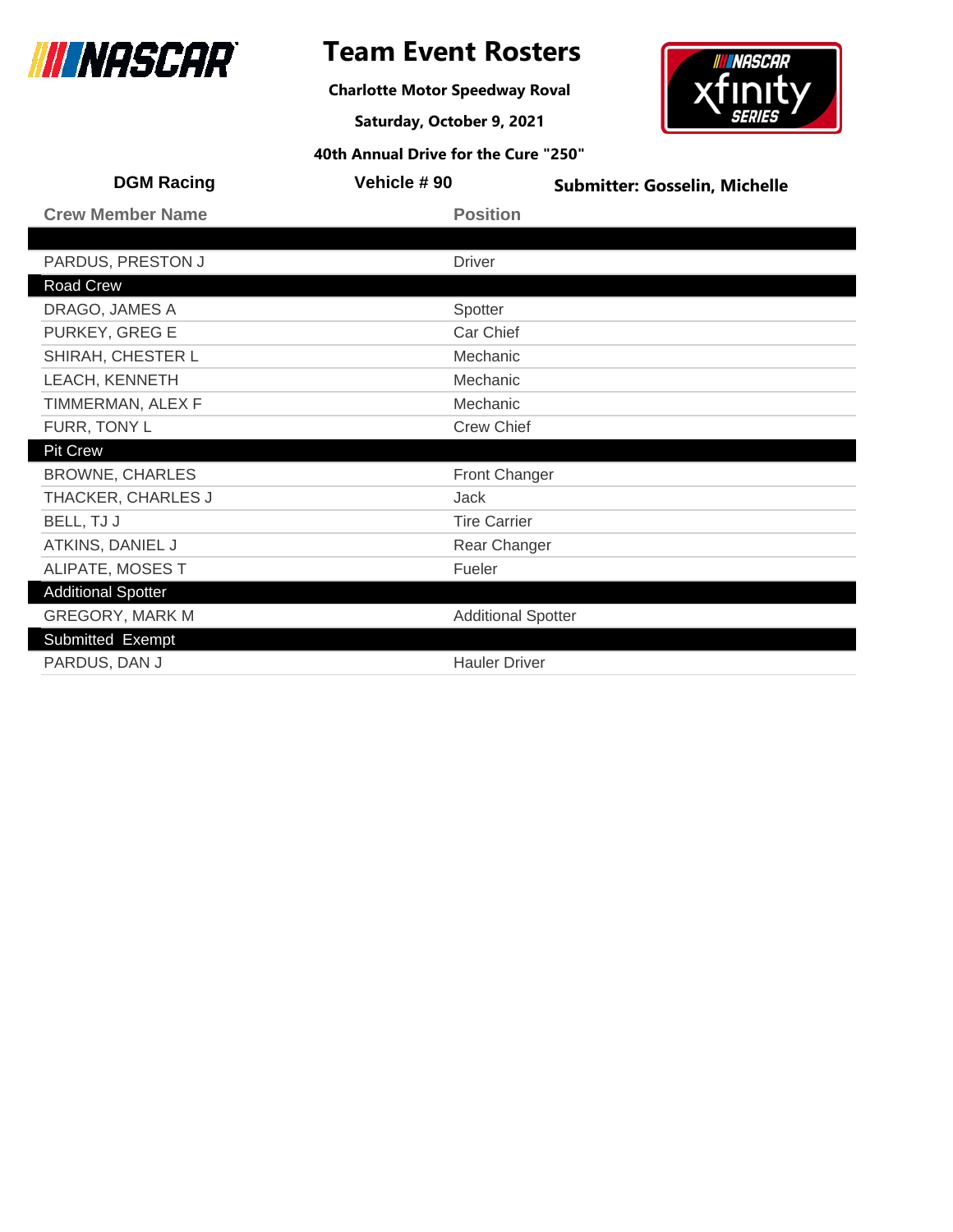# Team Event Rosters

**Charlotte Motor Speedway Roval**

**Saturday, October 9, 2021**

**40th Annual Drive for the Cure "250"**

**DGM Racing** | **Vehicle # 90** | **Submitter: Gosselin, Michelle**

| Crew Member Name | Position |
|---|---|
| | |
| PARDUS, PRESTON J | Driver |
| **Road Crew** | |
| DRAGO, JAMES A | Spotter |
| PURKEY, GREG E | Car Chief |
| SHIRAH, CHESTER L | Mechanic |
| LEACH, KENNETH | Mechanic |
| TIMMERMAN, ALEX F | Mechanic |
| FURR, TONY L | Crew Chief |
| **Pit Crew** | |
| BROWNE, CHARLES | Front Changer |
| THACKER, CHARLES J | Jack |
| BELL, TJ J | Tire Carrier |
| ATKINS, DANIEL J | Rear Changer |
| ALIPATE, MOSES T | Fueler |
| **Additional Spotter** | |
| GREGORY, MARK M | Additional Spotter |
| **Submitted Exempt** | |
| PARDUS, DAN J | Hauler Driver |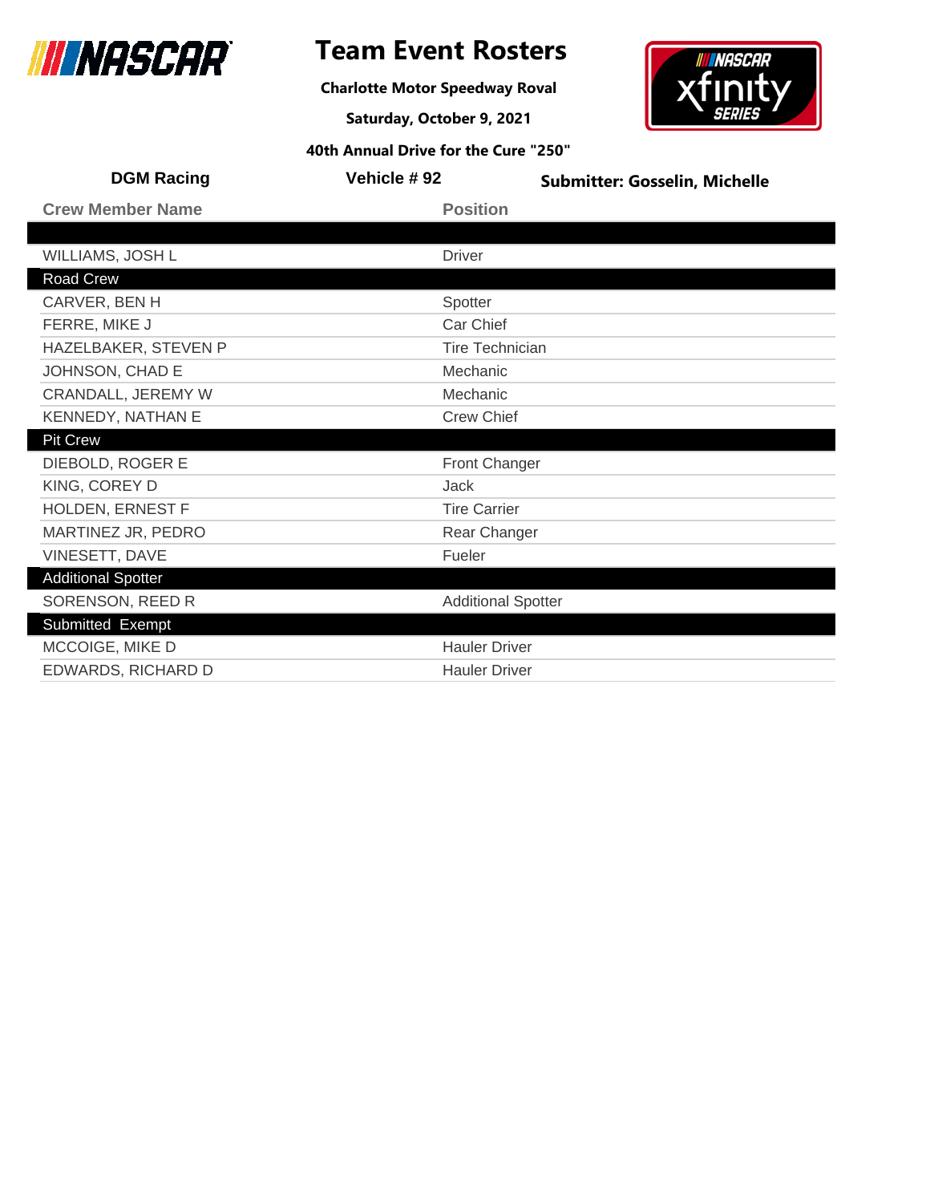# Team Event Rosters

**Charlotte Motor Speedway Roval**

**Saturday, October 9, 2021**

**40th Annual Drive for the Cure "250"**

**DGM Racing** | **Vehicle # 92** | **Submitter: Gosselin, Michelle**

| Crew Member Name | Position |
|---|---|
| | |
| WILLIAMS, JOSH L | Driver |
| **Road Crew** | |
| CARVER, BEN H | Spotter |
| FERRE, MIKE J | Car Chief |
| HAZELBAKER, STEVEN P | Tire Technician |
| JOHNSON, CHAD E | Mechanic |
| CRANDALL, JEREMY W | Mechanic |
| KENNEDY, NATHAN E | Crew Chief |
| **Pit Crew** | |
| DIEBOLD, ROGER E | Front Changer |
| KING, COREY D | Jack |
| HOLDEN, ERNEST F | Tire Carrier |
| MARTINEZ JR, PEDRO | Rear Changer |
| VINESETT, DAVE | Fueler |
| **Additional Spotter** | |
| SORENSON, REED R | Additional Spotter |
| **Submitted Exempt** | |
| MCCOIGE, MIKE D | Hauler Driver |
| EDWARDS, RICHARD D | Hauler Driver |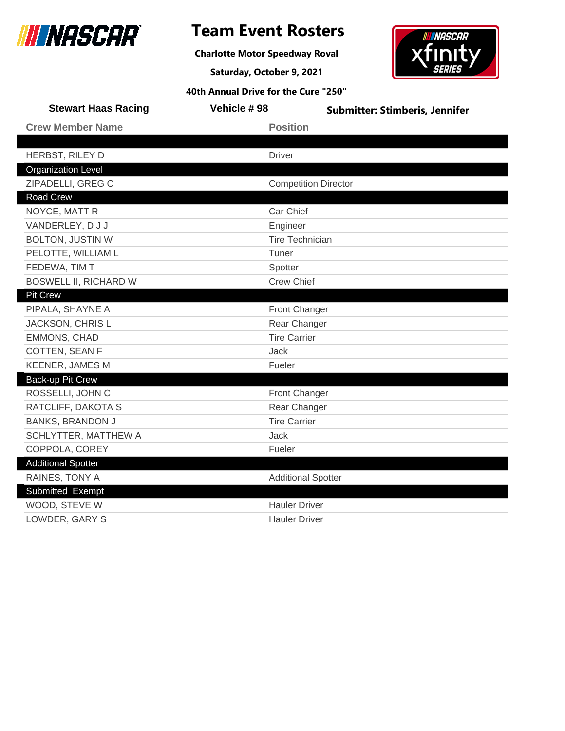# Team Event Rosters

**Charlotte Motor Speedway Roval**

**Saturday, October 9, 2021**

**40th Annual Drive for the Cure "250"**

**Stewart Haas Racing** | **Vehicle # 98** | **Submitter: Stimberis, Jennifer**

| Crew Member Name | Position |
|---|---|
| | |
| HERBST, RILEY D | Driver |
| **Organization Level** | |
| ZIPADELLI, GREG C | Competition Director |
| **Road Crew** | |
| NOYCE, MATT R | Car Chief |
| VANDERLEY, D J J | Engineer |
| BOLTON, JUSTIN W | Tire Technician |
| PELOTTE, WILLIAM L | Tuner |
| FEDEWA, TIM T | Spotter |
| BOSWELL II, RICHARD W | Crew Chief |
| **Pit Crew** | |
| PIPALA, SHAYNE A | Front Changer |
| JACKSON, CHRIS L | Rear Changer |
| EMMONS, CHAD | Tire Carrier |
| COTTEN, SEAN F | Jack |
| KEENER, JAMES M | Fueler |
| **Back-up Pit Crew** | |
| ROSSELLI, JOHN C | Front Changer |
| RATCLIFF, DAKOTA S | Rear Changer |
| BANKS, BRANDON J | Tire Carrier |
| SCHLYTTER, MATTHEW A | Jack |
| COPPOLA, COREY | Fueler |
| **Additional Spotter** | |
| RAINES, TONY A | Additional Spotter |
| **Submitted Exempt** | |
| WOOD, STEVE W | Hauler Driver |
| LOWDER, GARY S | Hauler Driver |